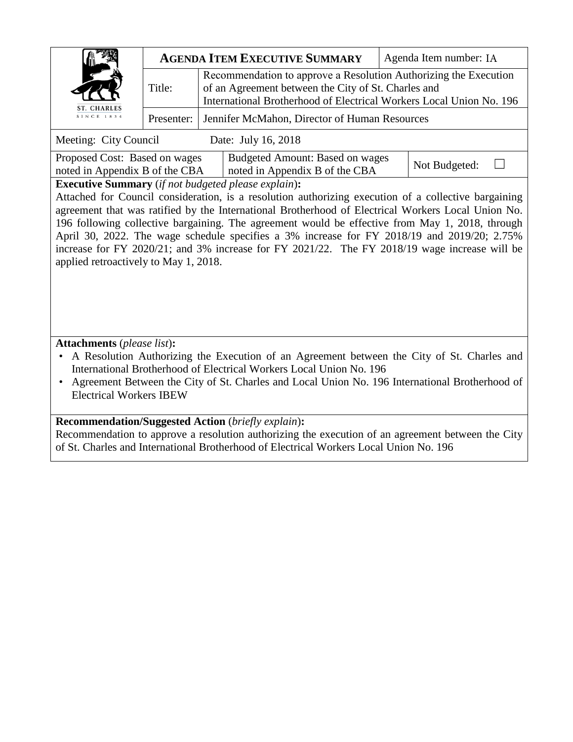| ST. CHARLES SINCE 1834 | **AGENDA ITEM EXECUTIVE SUMMARY** | | Agenda Item number: IA |
|---|---|---|---|
| | Title: | Recommendation to approve a Resolution Authorizing the Execution of an Agreement between the City of St. Charles and International Brotherhood of Electrical Workers Local Union No. 196 | |
| | Presenter: | Jennifer McMahon, Director of Human Resources | |

| Meeting: City Council | Date: July 16, 2018 | |
|---|---|---|
| Proposed Cost: Based on wages noted in Appendix B of the CBA | Budgeted Amount: Based on wages noted in Appendix B of the CBA | Not Budgeted: ☐ |

**Executive Summary** (*if not budgeted please explain*)**:**

Attached for Council consideration, is a resolution authorizing execution of a collective bargaining agreement that was ratified by the International Brotherhood of Electrical Workers Local Union No. 196 following collective bargaining. The agreement would be effective from May 1, 2018, through April 30, 2022. The wage schedule specifies a 3% increase for FY 2018/19 and 2019/20; 2.75% increase for FY 2020/21; and 3% increase for FY 2021/22. The FY 2018/19 wage increase will be applied retroactively to May 1, 2018.

**Attachments** (*please list*)**:**

- A Resolution Authorizing the Execution of an Agreement between the City of St. Charles and International Brotherhood of Electrical Workers Local Union No. 196
- Agreement Between the City of St. Charles and Local Union No. 196 International Brotherhood of Electrical Workers IBEW

**Recommendation/Suggested Action** (*briefly explain*)**:**

Recommendation to approve a resolution authorizing the execution of an agreement between the City of St. Charles and International Brotherhood of Electrical Workers Local Union No. 196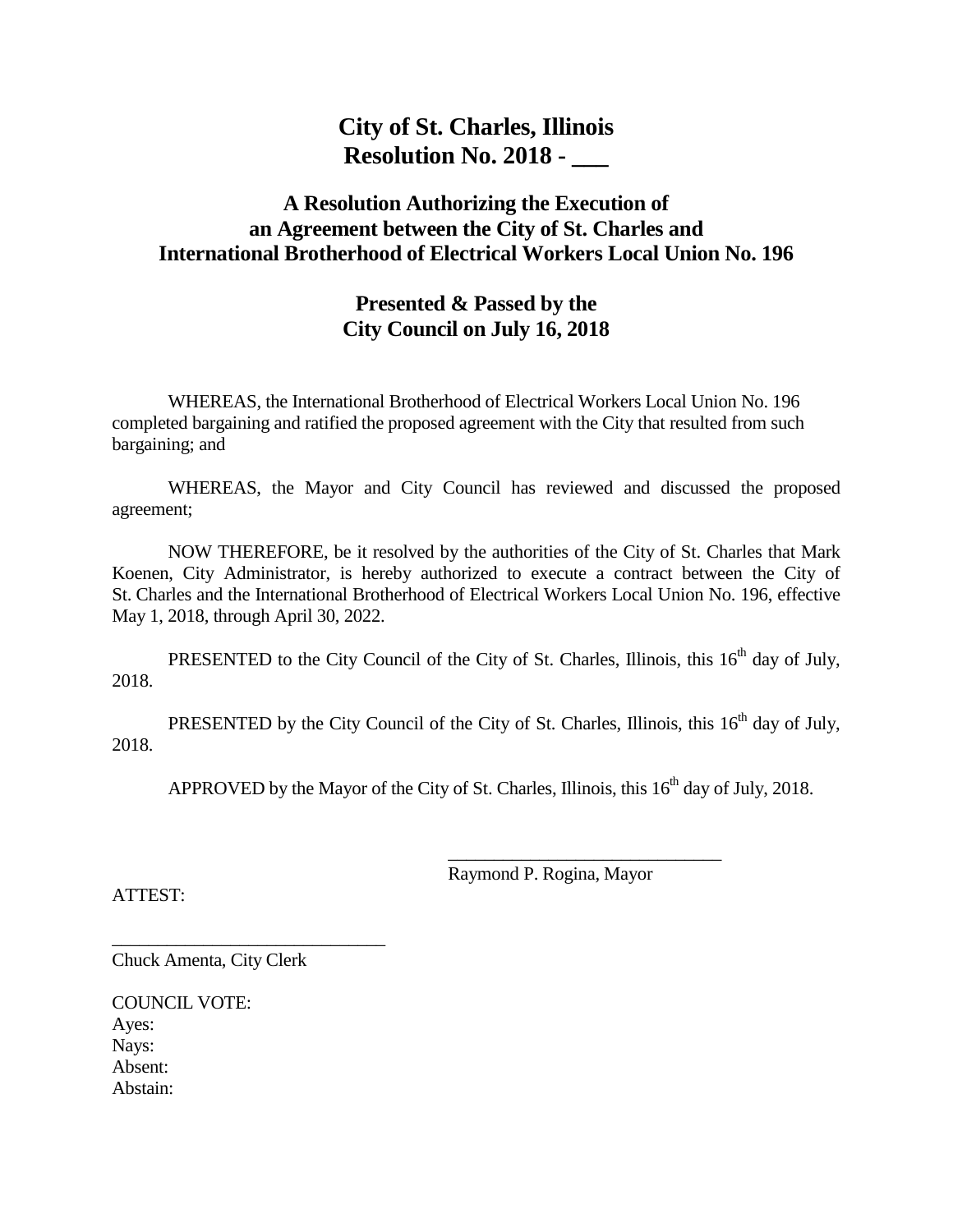# City of St. Charles, Illinois
# Resolution No. 2018 - ___

## A Resolution Authorizing the Execution of an Agreement between the City of St. Charles and International Brotherhood of Electrical Workers Local Union No. 196

## Presented & Passed by the City Council on July 16, 2018

WHEREAS, the International Brotherhood of Electrical Workers Local Union No. 196 completed bargaining and ratified the proposed agreement with the City that resulted from such bargaining; and

WHEREAS, the Mayor and City Council has reviewed and discussed the proposed agreement;

NOW THEREFORE, be it resolved by the authorities of the City of St. Charles that Mark Koenen, City Administrator, is hereby authorized to execute a contract between the City of St. Charles and the International Brotherhood of Electrical Workers Local Union No. 196, effective May 1, 2018, through April 30, 2022.

PRESENTED to the City Council of the City of St. Charles, Illinois, this 16th day of July, 2018.

PRESENTED by the City Council of the City of St. Charles, Illinois, this 16th day of July, 2018.

APPROVED by the Mayor of the City of St. Charles, Illinois, this 16th day of July, 2018.

______________________________
Raymond P. Rogina, Mayor

ATTEST:

______________________________
Chuck Amenta, City Clerk

COUNCIL VOTE:
Ayes:
Nays:
Absent:
Abstain: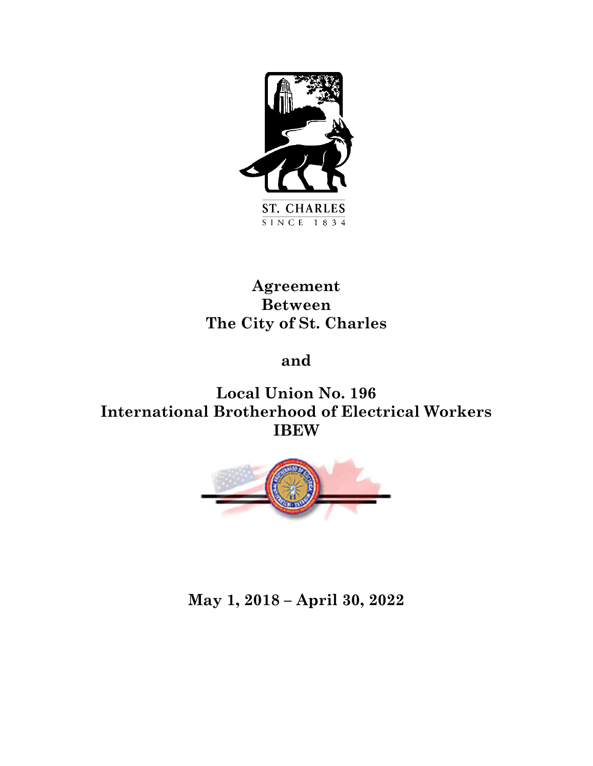ST. CHARLES
SINCE 1834

# Agreement Between The City of St. Charles

# and

# Local Union No. 196 International Brotherhood of Electrical Workers IBEW

**May 1, 2018 – April 30, 2022**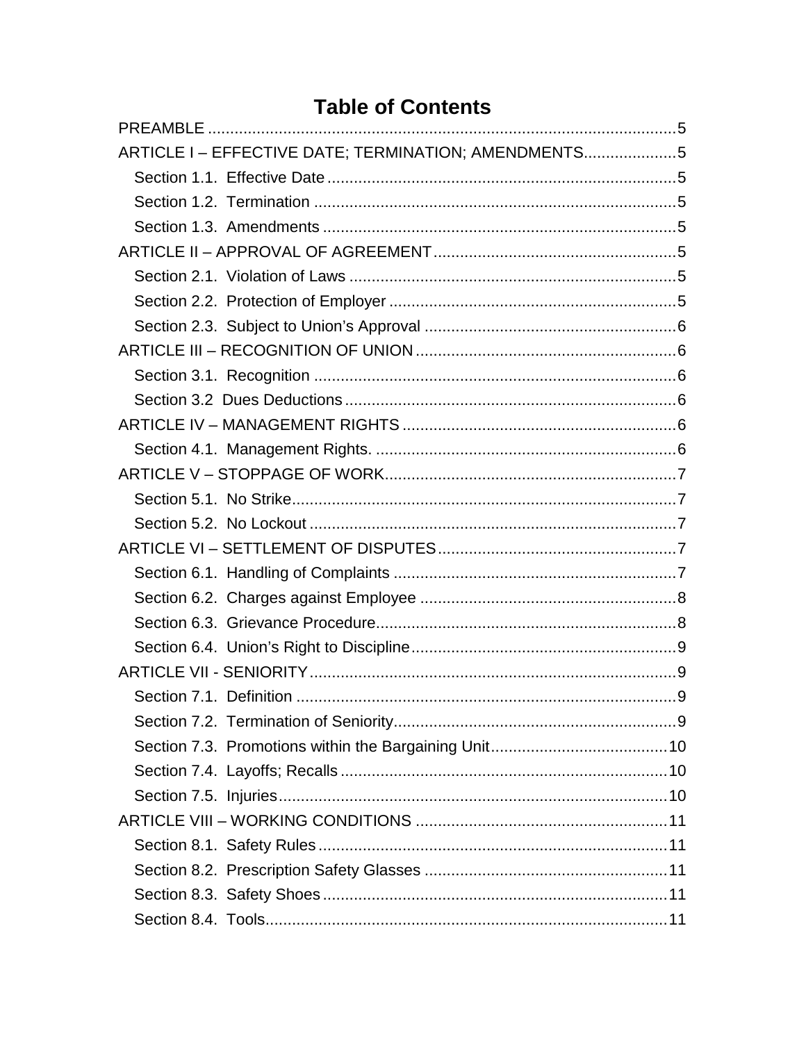# Table of Contents

PREAMBLE .......................................................................................................5
ARTICLE I – EFFECTIVE DATE; TERMINATION; AMENDMENTS.....................5
  Section 1.1. Effective Date ...............................................................................5
  Section 1.2. Termination ..................................................................................5
  Section 1.3. Amendments ................................................................................5
ARTICLE II – APPROVAL OF AGREEMENT.......................................................5
  Section 2.1. Violation of Laws ..........................................................................5
  Section 2.2. Protection of Employer ................................................................5
  Section 2.3. Subject to Union's Approval .........................................................6
ARTICLE III – RECOGNITION OF UNION ...........................................................6
  Section 3.1. Recognition ..................................................................................6
  Section 3.2 Dues Deductions ...........................................................................6
ARTICLE IV – MANAGEMENT RIGHTS ..............................................................6
  Section 4.1. Management Rights. ....................................................................6
ARTICLE V – STOPPAGE OF WORK..................................................................7
  Section 5.1. No Strike.......................................................................................7
  Section 5.2. No Lockout ...................................................................................7
ARTICLE VI – SETTLEMENT OF DISPUTES......................................................7
  Section 6.1. Handling of Complaints ................................................................7
  Section 6.2. Charges against Employee ..........................................................8
  Section 6.3. Grievance Procedure....................................................................8
  Section 6.4. Union's Right to Discipline............................................................9
ARTICLE VII - SENIORITY...................................................................................9
  Section 7.1. Definition ......................................................................................9
  Section 7.2. Termination of Seniority................................................................9
  Section 7.3. Promotions within the Bargaining Unit........................................10
  Section 7.4. Layoffs; Recalls ..........................................................................10
  Section 7.5. Injuries........................................................................................10
ARTICLE VIII – WORKING CONDITIONS .........................................................11
  Section 8.1. Safety Rules...............................................................................11
  Section 8.2. Prescription Safety Glasses .......................................................11
  Section 8.3. Safety Shoes .............................................................................11
  Section 8.4. Tools...........................................................................................11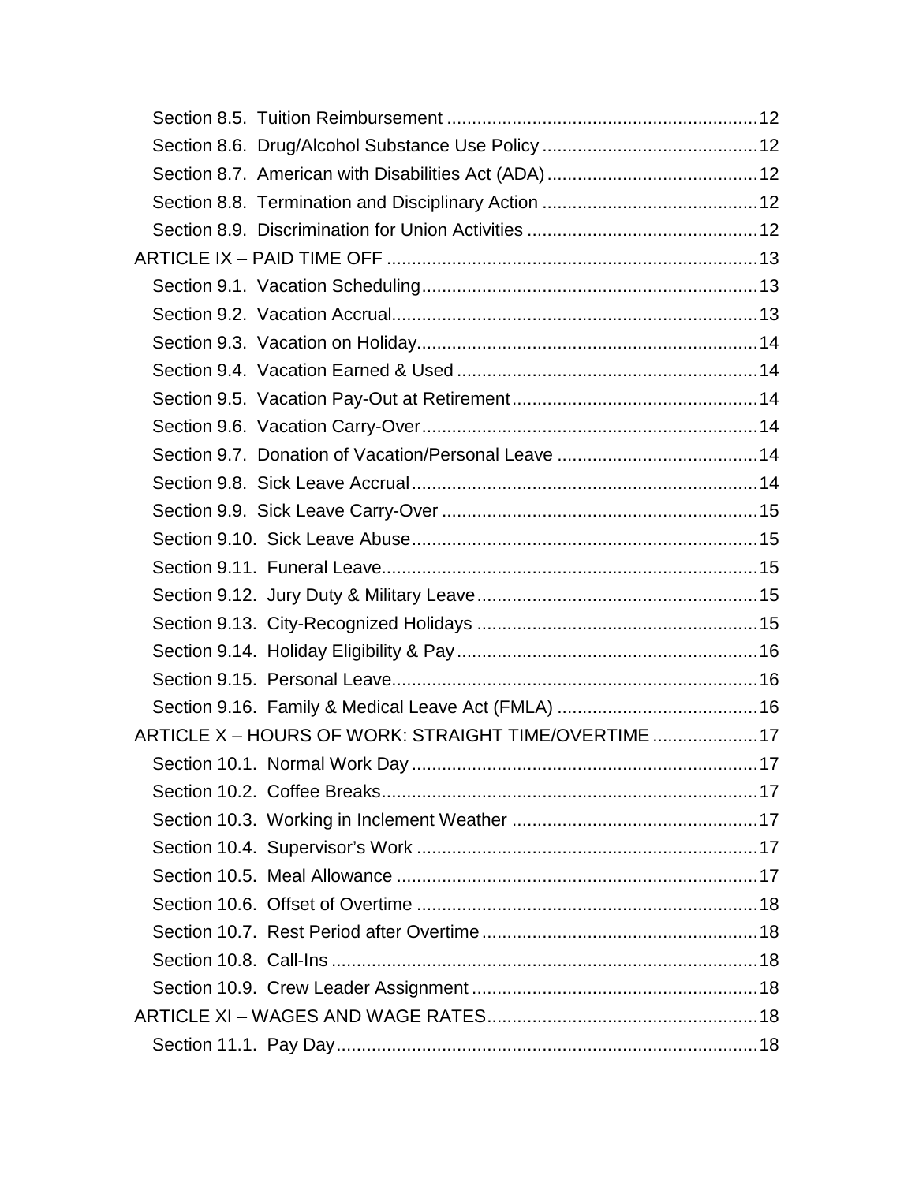Section 8.5. Tuition Reimbursement ............................................................ 12
Section 8.6. Drug/Alcohol Substance Use Policy .......................................... 12
Section 8.7. American with Disabilities Act (ADA) ......................................... 12
Section 8.8. Termination and Disciplinary Action .......................................... 12
Section 8.9. Discrimination for Union Activities ............................................. 12

ARTICLE IX – PAID TIME OFF ......................................................................... 13
Section 9.1. Vacation Scheduling ................................................................. 13
Section 9.2. Vacation Accrual ....................................................................... 13
Section 9.3. Vacation on Holiday ................................................................... 14
Section 9.4. Vacation Earned & Used ............................................................ 14
Section 9.5. Vacation Pay-Out at Retirement ................................................. 14
Section 9.6. Vacation Carry-Over .................................................................. 14
Section 9.7. Donation of Vacation/Personal Leave ........................................ 14
Section 9.8. Sick Leave Accrual .................................................................... 14
Section 9.9. Sick Leave Carry-Over .............................................................. 15
Section 9.10. Sick Leave Abuse .................................................................... 15
Section 9.11. Funeral Leave .......................................................................... 15
Section 9.12. Jury Duty & Military Leave ....................................................... 15
Section 9.13. City-Recognized Holidays ........................................................ 15
Section 9.14. Holiday Eligibility & Pay ........................................................... 16
Section 9.15. Personal Leave ........................................................................ 16
Section 9.16. Family & Medical Leave Act (FMLA) ........................................ 16

ARTICLE X – HOURS OF WORK: STRAIGHT TIME/OVERTIME ..................... 17
Section 10.1. Normal Work Day .................................................................... 17
Section 10.2. Coffee Breaks .......................................................................... 17
Section 10.3. Working in Inclement Weather ................................................. 17
Section 10.4. Supervisor's Work ................................................................... 17
Section 10.5. Meal Allowance ....................................................................... 17
Section 10.6. Offset of Overtime ................................................................... 18
Section 10.7. Rest Period after Overtime ....................................................... 18
Section 10.8. Call-Ins .................................................................................... 18
Section 10.9. Crew Leader Assignment ......................................................... 18

ARTICLE XI – WAGES AND WAGE RATES ..................................................... 18
Section 11.1. Pay Day ................................................................................... 18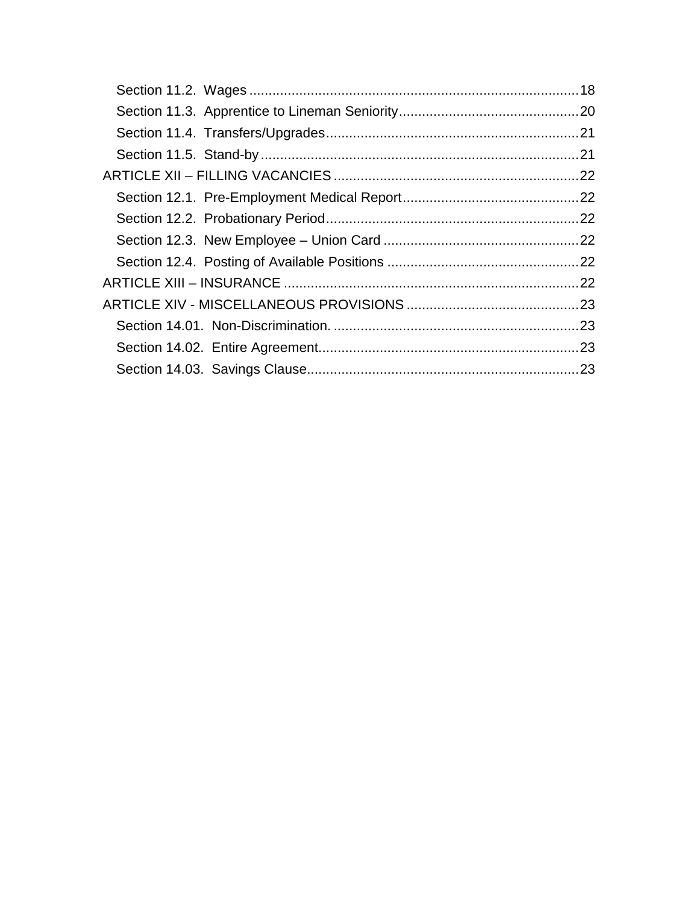Section 11.2. Wages ..................................................................................... 18
Section 11.3. Apprentice to Lineman Seniority............................................... 20
Section 11.4. Transfers/Upgrades.................................................................. 21
Section 11.5. Stand-by ................................................................................... 21

ARTICLE XII – FILLING VACANCIES ................................................................ 22
Section 12.1. Pre-Employment Medical Report.............................................. 22
Section 12.2. Probationary Period.................................................................. 22
Section 12.3. New Employee – Union Card ................................................... 22
Section 12.4. Posting of Available Positions .................................................. 22

ARTICLE XIII – INSURANCE ............................................................................. 22

ARTICLE XIV - MISCELLANEOUS PROVISIONS ............................................. 23
Section 14.01. Non-Discrimination. ................................................................ 23
Section 14.02. Entire Agreement.................................................................... 23
Section 14.03. Savings Clause....................................................................... 23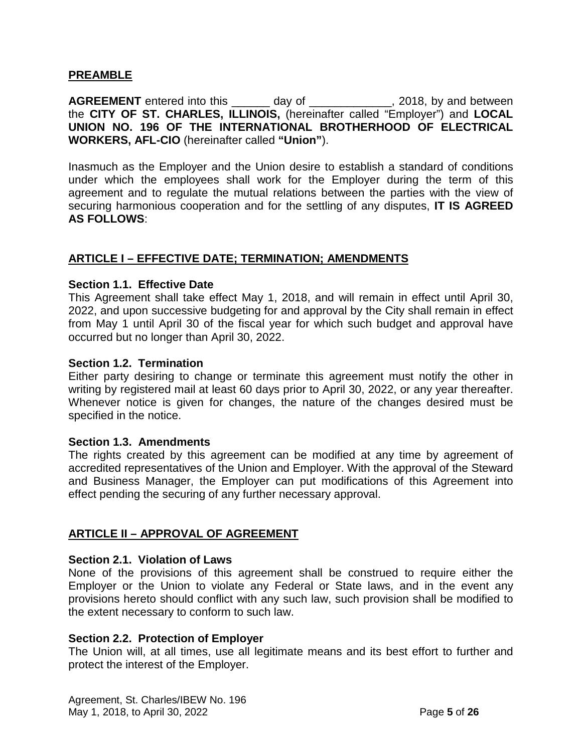## PREAMBLE

**AGREEMENT** entered into this ______ day of _____________, 2018, by and between the **CITY OF ST. CHARLES, ILLINOIS,** (hereinafter called "Employer") and **LOCAL UNION NO. 196 OF THE INTERNATIONAL BROTHERHOOD OF ELECTRICAL WORKERS, AFL-CIO** (hereinafter called **"Union"**).

Inasmuch as the Employer and the Union desire to establish a standard of conditions under which the employees shall work for the Employer during the term of this agreement and to regulate the mutual relations between the parties with the view of securing harmonious cooperation and for the settling of any disputes, **IT IS AGREED AS FOLLOWS**:

## ARTICLE I – EFFECTIVE DATE; TERMINATION; AMENDMENTS

### Section 1.1. Effective Date

This Agreement shall take effect May 1, 2018, and will remain in effect until April 30, 2022, and upon successive budgeting for and approval by the City shall remain in effect from May 1 until April 30 of the fiscal year for which such budget and approval have occurred but no longer than April 30, 2022.

### Section 1.2. Termination

Either party desiring to change or terminate this agreement must notify the other in writing by registered mail at least 60 days prior to April 30, 2022, or any year thereafter. Whenever notice is given for changes, the nature of the changes desired must be specified in the notice.

### Section 1.3. Amendments

The rights created by this agreement can be modified at any time by agreement of accredited representatives of the Union and Employer. With the approval of the Steward and Business Manager, the Employer can put modifications of this Agreement into effect pending the securing of any further necessary approval.

## ARTICLE II – APPROVAL OF AGREEMENT

### Section 2.1. Violation of Laws

None of the provisions of this agreement shall be construed to require either the Employer or the Union to violate any Federal or State laws, and in the event any provisions hereto should conflict with any such law, such provision shall be modified to the extent necessary to conform to such law.

### Section 2.2. Protection of Employer

The Union will, at all times, use all legitimate means and its best effort to further and protect the interest of the Employer.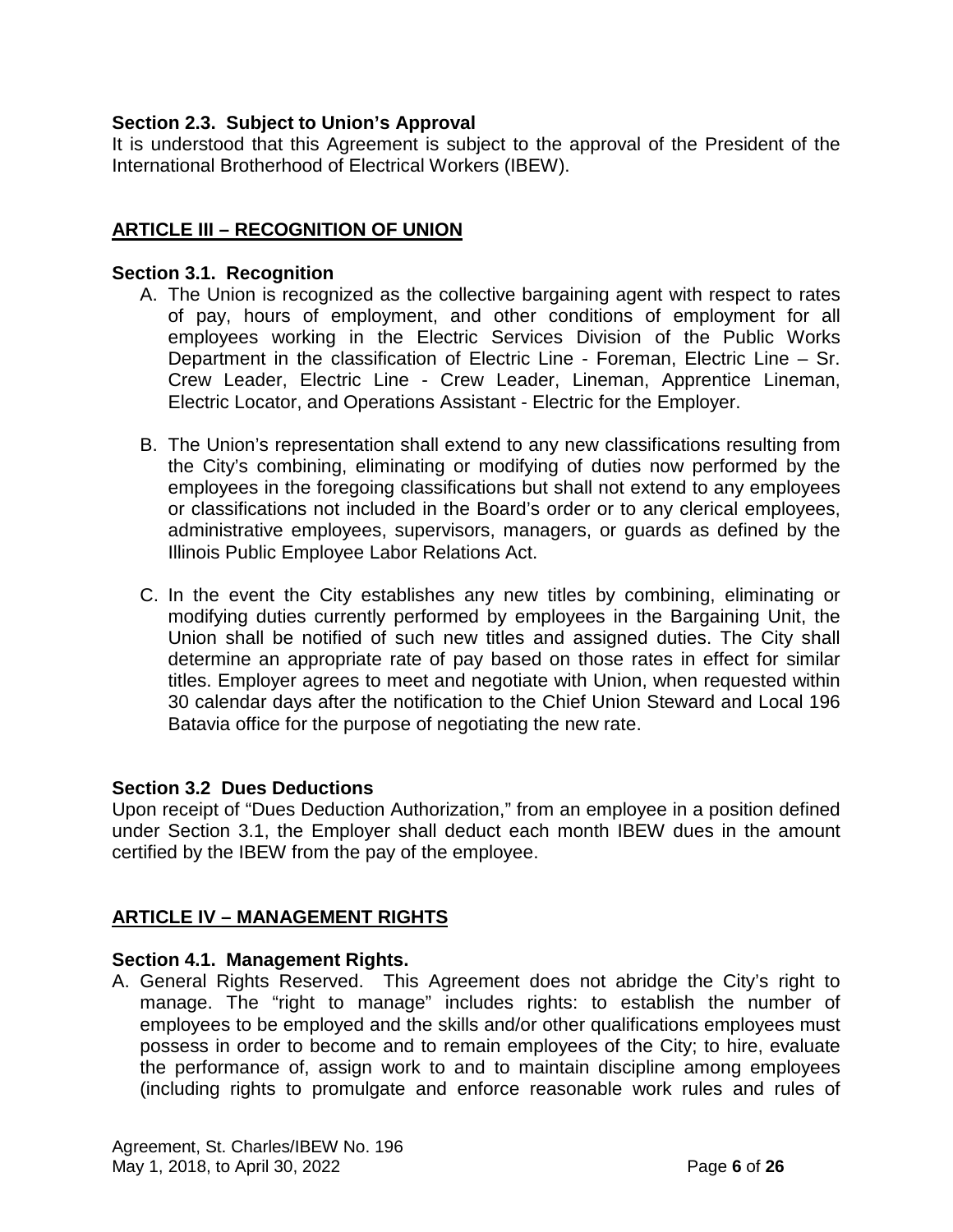### Section 2.3. Subject to Union's Approval

It is understood that this Agreement is subject to the approval of the President of the International Brotherhood of Electrical Workers (IBEW).

## ARTICLE III – RECOGNITION OF UNION

### Section 3.1. Recognition

A. The Union is recognized as the collective bargaining agent with respect to rates of pay, hours of employment, and other conditions of employment for all employees working in the Electric Services Division of the Public Works Department in the classification of Electric Line - Foreman, Electric Line – Sr. Crew Leader, Electric Line - Crew Leader, Lineman, Apprentice Lineman, Electric Locator, and Operations Assistant - Electric for the Employer.

B. The Union's representation shall extend to any new classifications resulting from the City's combining, eliminating or modifying of duties now performed by the employees in the foregoing classifications but shall not extend to any employees or classifications not included in the Board's order or to any clerical employees, administrative employees, supervisors, managers, or guards as defined by the Illinois Public Employee Labor Relations Act.

C. In the event the City establishes any new titles by combining, eliminating or modifying duties currently performed by employees in the Bargaining Unit, the Union shall be notified of such new titles and assigned duties. The City shall determine an appropriate rate of pay based on those rates in effect for similar titles. Employer agrees to meet and negotiate with Union, when requested within 30 calendar days after the notification to the Chief Union Steward and Local 196 Batavia office for the purpose of negotiating the new rate.

### Section 3.2 Dues Deductions

Upon receipt of "Dues Deduction Authorization," from an employee in a position defined under Section 3.1, the Employer shall deduct each month IBEW dues in the amount certified by the IBEW from the pay of the employee.

## ARTICLE IV – MANAGEMENT RIGHTS

### Section 4.1. Management Rights.

A. General Rights Reserved. This Agreement does not abridge the City's right to manage. The "right to manage" includes rights: to establish the number of employees to be employed and the skills and/or other qualifications employees must possess in order to become and to remain employees of the City; to hire, evaluate the performance of, assign work to and to maintain discipline among employees (including rights to promulgate and enforce reasonable work rules and rules of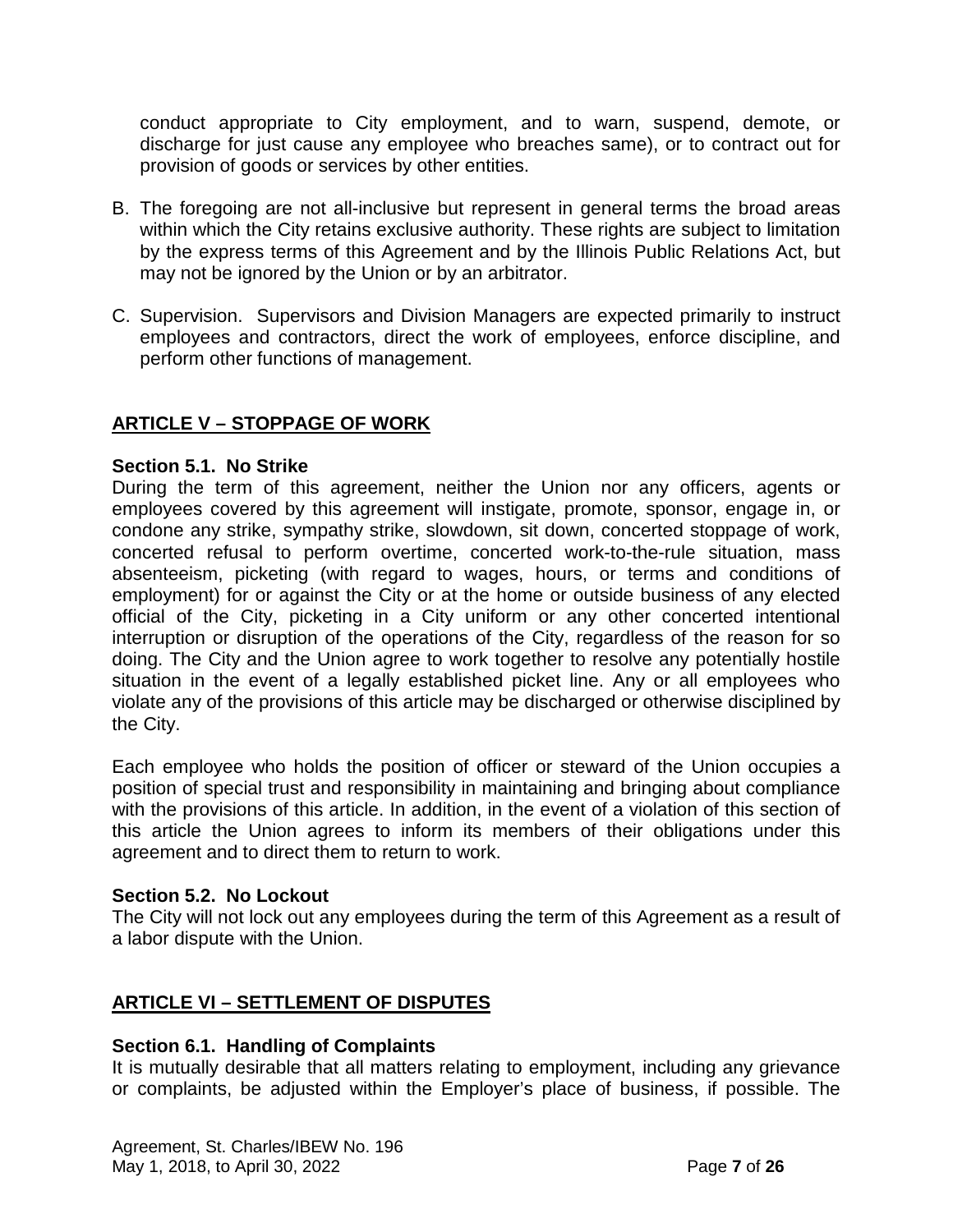conduct appropriate to City employment, and to warn, suspend, demote, or discharge for just cause any employee who breaches same), or to contract out for provision of goods or services by other entities.

B. The foregoing are not all-inclusive but represent in general terms the broad areas within which the City retains exclusive authority. These rights are subject to limitation by the express terms of this Agreement and by the Illinois Public Relations Act, but may not be ignored by the Union or by an arbitrator.

C. Supervision. Supervisors and Division Managers are expected primarily to instruct employees and contractors, direct the work of employees, enforce discipline, and perform other functions of management.

## ARTICLE V – STOPPAGE OF WORK

### Section 5.1. No Strike

During the term of this agreement, neither the Union nor any officers, agents or employees covered by this agreement will instigate, promote, sponsor, engage in, or condone any strike, sympathy strike, slowdown, sit down, concerted stoppage of work, concerted refusal to perform overtime, concerted work-to-the-rule situation, mass absenteeism, picketing (with regard to wages, hours, or terms and conditions of employment) for or against the City or at the home or outside business of any elected official of the City, picketing in a City uniform or any other concerted intentional interruption or disruption of the operations of the City, regardless of the reason for so doing. The City and the Union agree to work together to resolve any potentially hostile situation in the event of a legally established picket line. Any or all employees who violate any of the provisions of this article may be discharged or otherwise disciplined by the City.

Each employee who holds the position of officer or steward of the Union occupies a position of special trust and responsibility in maintaining and bringing about compliance with the provisions of this article. In addition, in the event of a violation of this section of this article the Union agrees to inform its members of their obligations under this agreement and to direct them to return to work.

### Section 5.2. No Lockout

The City will not lock out any employees during the term of this Agreement as a result of a labor dispute with the Union.

## ARTICLE VI – SETTLEMENT OF DISPUTES

### Section 6.1. Handling of Complaints

It is mutually desirable that all matters relating to employment, including any grievance or complaints, be adjusted within the Employer's place of business, if possible. The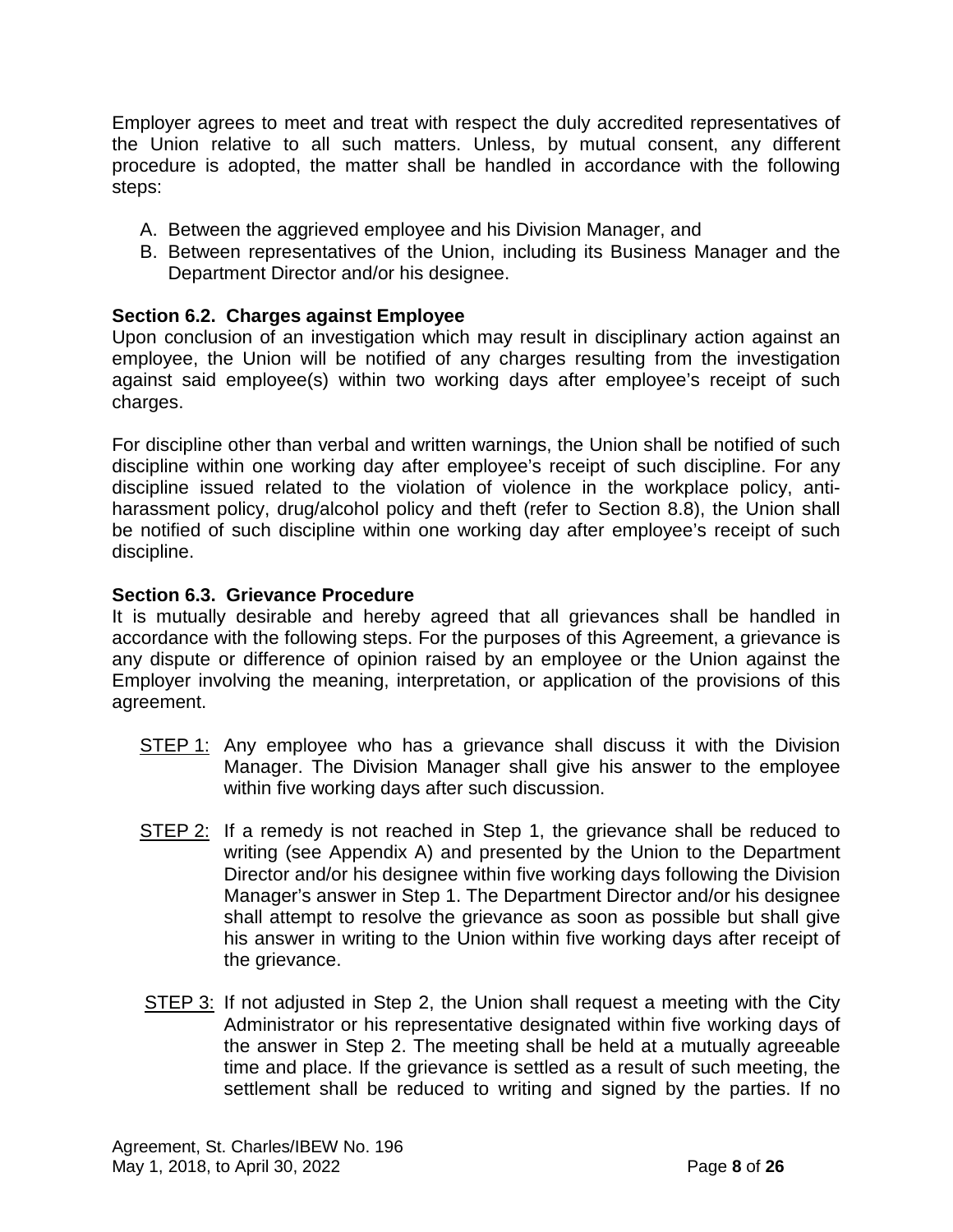Employer agrees to meet and treat with respect the duly accredited representatives of the Union relative to all such matters. Unless, by mutual consent, any different procedure is adopted, the matter shall be handled in accordance with the following steps:

A. Between the aggrieved employee and his Division Manager, and
B. Between representatives of the Union, including its Business Manager and the Department Director and/or his designee.

**Section 6.2. Charges against Employee**
Upon conclusion of an investigation which may result in disciplinary action against an employee, the Union will be notified of any charges resulting from the investigation against said employee(s) within two working days after employee's receipt of such charges.

For discipline other than verbal and written warnings, the Union shall be notified of such discipline within one working day after employee's receipt of such discipline. For any discipline issued related to the violation of violence in the workplace policy, anti-harassment policy, drug/alcohol policy and theft (refer to Section 8.8), the Union shall be notified of such discipline within one working day after employee's receipt of such discipline.

**Section 6.3. Grievance Procedure**
It is mutually desirable and hereby agreed that all grievances shall be handled in accordance with the following steps. For the purposes of this Agreement, a grievance is any dispute or difference of opinion raised by an employee or the Union against the Employer involving the meaning, interpretation, or application of the provisions of this agreement.

STEP 1: Any employee who has a grievance shall discuss it with the Division Manager. The Division Manager shall give his answer to the employee within five working days after such discussion.

STEP 2: If a remedy is not reached in Step 1, the grievance shall be reduced to writing (see Appendix A) and presented by the Union to the Department Director and/or his designee within five working days following the Division Manager's answer in Step 1. The Department Director and/or his designee shall attempt to resolve the grievance as soon as possible but shall give his answer in writing to the Union within five working days after receipt of the grievance.

STEP 3: If not adjusted in Step 2, the Union shall request a meeting with the City Administrator or his representative designated within five working days of the answer in Step 2. The meeting shall be held at a mutually agreeable time and place. If the grievance is settled as a result of such meeting, the settlement shall be reduced to writing and signed by the parties. If no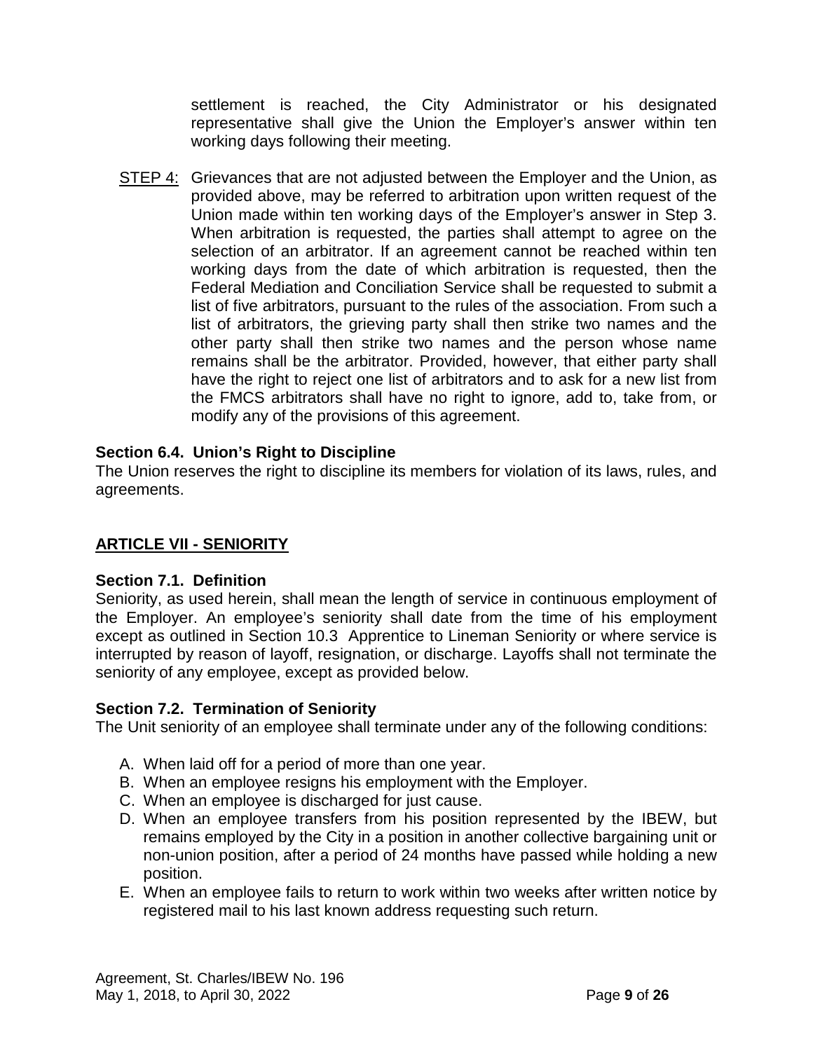settlement is reached, the City Administrator or his designated representative shall give the Union the Employer's answer within ten working days following their meeting.

STEP 4: Grievances that are not adjusted between the Employer and the Union, as provided above, may be referred to arbitration upon written request of the Union made within ten working days of the Employer's answer in Step 3. When arbitration is requested, the parties shall attempt to agree on the selection of an arbitrator. If an agreement cannot be reached within ten working days from the date of which arbitration is requested, then the Federal Mediation and Conciliation Service shall be requested to submit a list of five arbitrators, pursuant to the rules of the association. From such a list of arbitrators, the grieving party shall then strike two names and the other party shall then strike two names and the person whose name remains shall be the arbitrator. Provided, however, that either party shall have the right to reject one list of arbitrators and to ask for a new list from the FMCS arbitrators shall have no right to ignore, add to, take from, or modify any of the provisions of this agreement.

### Section 6.4. Union's Right to Discipline

The Union reserves the right to discipline its members for violation of its laws, rules, and agreements.

## ARTICLE VII - SENIORITY

### Section 7.1. Definition

Seniority, as used herein, shall mean the length of service in continuous employment of the Employer. An employee's seniority shall date from the time of his employment except as outlined in Section 10.3 Apprentice to Lineman Seniority or where service is interrupted by reason of layoff, resignation, or discharge. Layoffs shall not terminate the seniority of any employee, except as provided below.

### Section 7.2. Termination of Seniority

The Unit seniority of an employee shall terminate under any of the following conditions:

A. When laid off for a period of more than one year.
B. When an employee resigns his employment with the Employer.
C. When an employee is discharged for just cause.
D. When an employee transfers from his position represented by the IBEW, but remains employed by the City in a position in another collective bargaining unit or non-union position, after a period of 24 months have passed while holding a new position.
E. When an employee fails to return to work within two weeks after written notice by registered mail to his last known address requesting such return.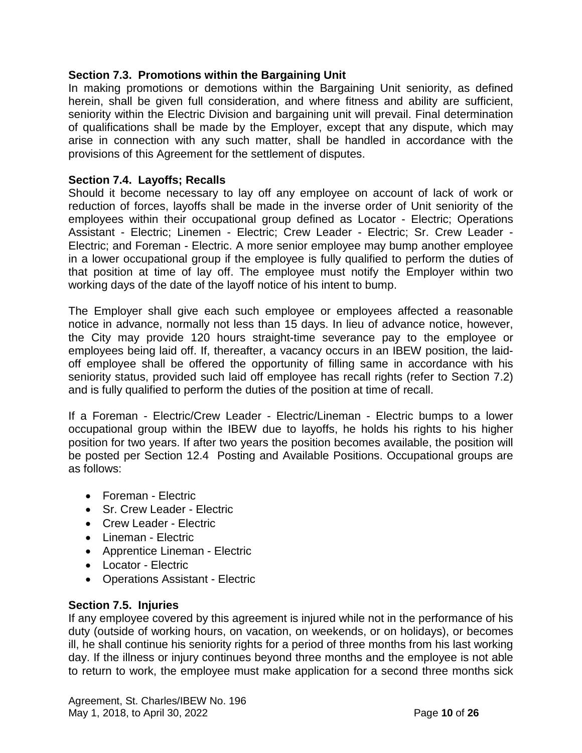**Section 7.3. Promotions within the Bargaining Unit**
In making promotions or demotions within the Bargaining Unit seniority, as defined herein, shall be given full consideration, and where fitness and ability are sufficient, seniority within the Electric Division and bargaining unit will prevail. Final determination of qualifications shall be made by the Employer, except that any dispute, which may arise in connection with any such matter, shall be handled in accordance with the provisions of this Agreement for the settlement of disputes.

**Section 7.4. Layoffs; Recalls**
Should it become necessary to lay off any employee on account of lack of work or reduction of forces, layoffs shall be made in the inverse order of Unit seniority of the employees within their occupational group defined as Locator - Electric; Operations Assistant - Electric; Linemen - Electric; Crew Leader - Electric; Sr. Crew Leader - Electric; and Foreman - Electric. A more senior employee may bump another employee in a lower occupational group if the employee is fully qualified to perform the duties of that position at time of lay off. The employee must notify the Employer within two working days of the date of the layoff notice of his intent to bump.

The Employer shall give each such employee or employees affected a reasonable notice in advance, normally not less than 15 days. In lieu of advance notice, however, the City may provide 120 hours straight-time severance pay to the employee or employees being laid off. If, thereafter, a vacancy occurs in an IBEW position, the laid-off employee shall be offered the opportunity of filling same in accordance with his seniority status, provided such laid off employee has recall rights (refer to Section 7.2) and is fully qualified to perform the duties of the position at time of recall.

If a Foreman - Electric/Crew Leader - Electric/Lineman - Electric bumps to a lower occupational group within the IBEW due to layoffs, he holds his rights to his higher position for two years. If after two years the position becomes available, the position will be posted per Section 12.4 Posting and Available Positions. Occupational groups are as follows:

- Foreman - Electric
- Sr. Crew Leader - Electric
- Crew Leader - Electric
- Lineman - Electric
- Apprentice Lineman - Electric
- Locator - Electric
- Operations Assistant - Electric

**Section 7.5. Injuries**
If any employee covered by this agreement is injured while not in the performance of his duty (outside of working hours, on vacation, on weekends, or on holidays), or becomes ill, he shall continue his seniority rights for a period of three months from his last working day. If the illness or injury continues beyond three months and the employee is not able to return to work, the employee must make application for a second three months sick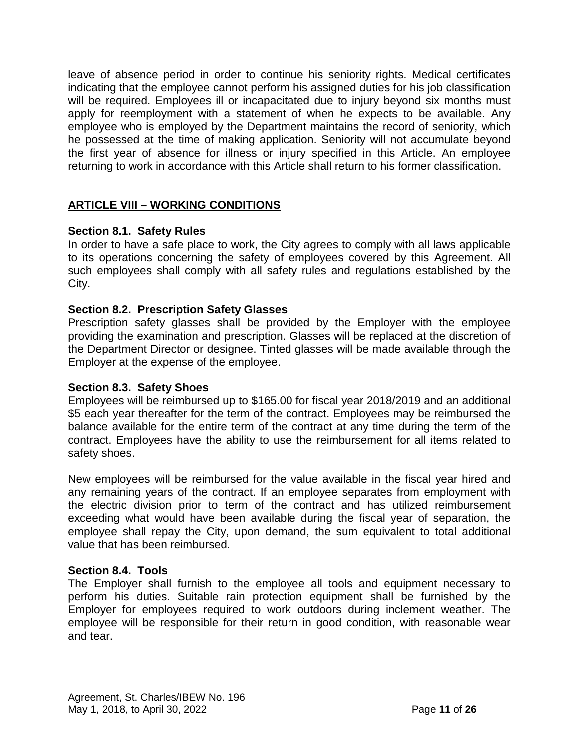leave of absence period in order to continue his seniority rights. Medical certificates indicating that the employee cannot perform his assigned duties for his job classification will be required. Employees ill or incapacitated due to injury beyond six months must apply for reemployment with a statement of when he expects to be available. Any employee who is employed by the Department maintains the record of seniority, which he possessed at the time of making application. Seniority will not accumulate beyond the first year of absence for illness or injury specified in this Article. An employee returning to work in accordance with this Article shall return to his former classification.

## ARTICLE VIII – WORKING CONDITIONS

### Section 8.1. Safety Rules

In order to have a safe place to work, the City agrees to comply with all laws applicable to its operations concerning the safety of employees covered by this Agreement. All such employees shall comply with all safety rules and regulations established by the City.

### Section 8.2. Prescription Safety Glasses

Prescription safety glasses shall be provided by the Employer with the employee providing the examination and prescription. Glasses will be replaced at the discretion of the Department Director or designee. Tinted glasses will be made available through the Employer at the expense of the employee.

### Section 8.3. Safety Shoes

Employees will be reimbursed up to $165.00 for fiscal year 2018/2019 and an additional $5 each year thereafter for the term of the contract. Employees may be reimbursed the balance available for the entire term of the contract at any time during the term of the contract. Employees have the ability to use the reimbursement for all items related to safety shoes.

New employees will be reimbursed for the value available in the fiscal year hired and any remaining years of the contract. If an employee separates from employment with the electric division prior to term of the contract and has utilized reimbursement exceeding what would have been available during the fiscal year of separation, the employee shall repay the City, upon demand, the sum equivalent to total additional value that has been reimbursed.

### Section 8.4. Tools

The Employer shall furnish to the employee all tools and equipment necessary to perform his duties. Suitable rain protection equipment shall be furnished by the Employer for employees required to work outdoors during inclement weather. The employee will be responsible for their return in good condition, with reasonable wear and tear.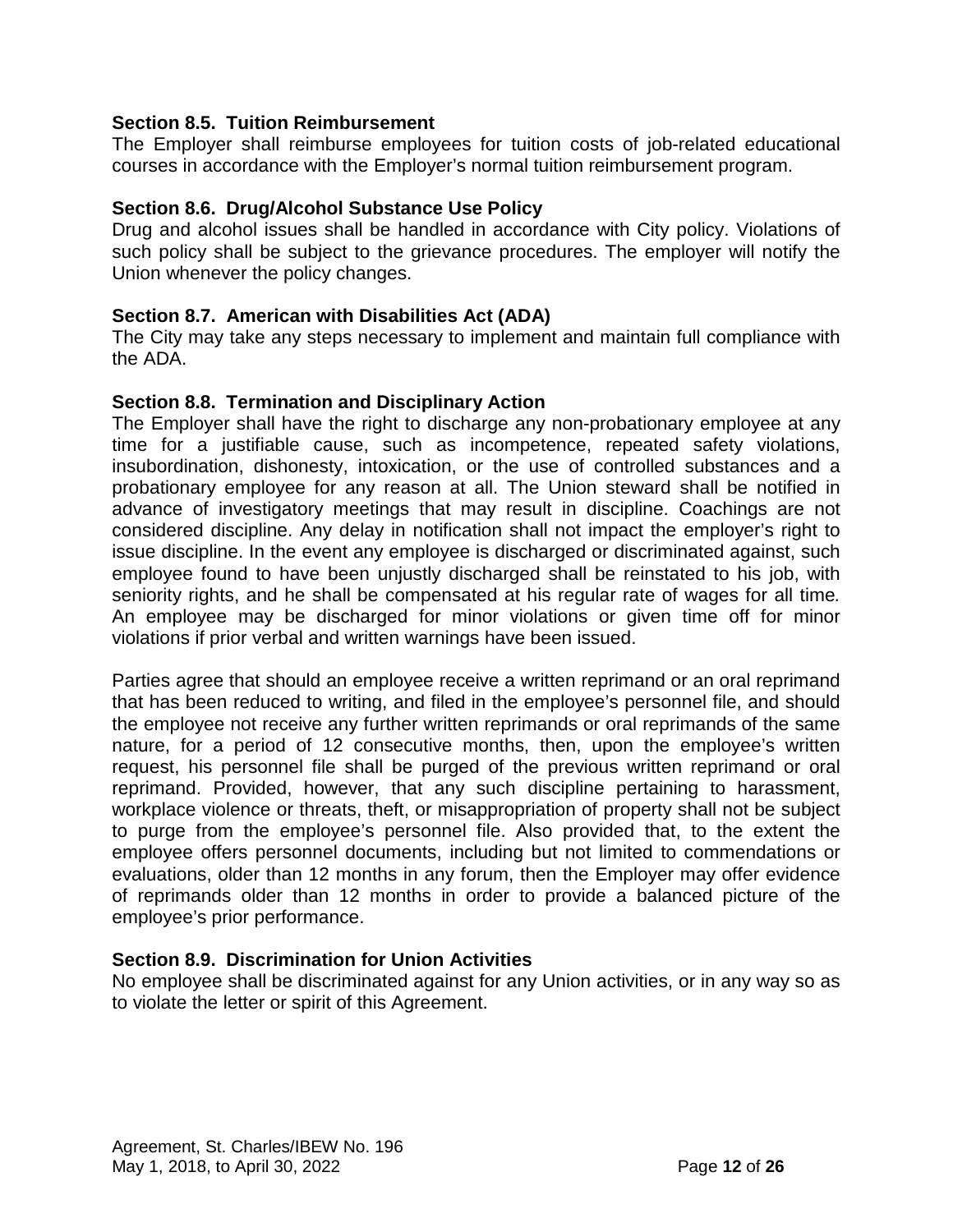### Section 8.5. Tuition Reimbursement

The Employer shall reimburse employees for tuition costs of job-related educational courses in accordance with the Employer's normal tuition reimbursement program.

### Section 8.6. Drug/Alcohol Substance Use Policy

Drug and alcohol issues shall be handled in accordance with City policy. Violations of such policy shall be subject to the grievance procedures. The employer will notify the Union whenever the policy changes.

### Section 8.7. American with Disabilities Act (ADA)

The City may take any steps necessary to implement and maintain full compliance with the ADA.

### Section 8.8. Termination and Disciplinary Action

The Employer shall have the right to discharge any non-probationary employee at any time for a justifiable cause, such as incompetence, repeated safety violations, insubordination, dishonesty, intoxication, or the use of controlled substances and a probationary employee for any reason at all. The Union steward shall be notified in advance of investigatory meetings that may result in discipline. Coachings are not considered discipline. Any delay in notification shall not impact the employer's right to issue discipline. In the event any employee is discharged or discriminated against, such employee found to have been unjustly discharged shall be reinstated to his job, with seniority rights, and he shall be compensated at his regular rate of wages for all time. An employee may be discharged for minor violations or given time off for minor violations if prior verbal and written warnings have been issued.

Parties agree that should an employee receive a written reprimand or an oral reprimand that has been reduced to writing, and filed in the employee's personnel file, and should the employee not receive any further written reprimands or oral reprimands of the same nature, for a period of 12 consecutive months, then, upon the employee's written request, his personnel file shall be purged of the previous written reprimand or oral reprimand. Provided, however, that any such discipline pertaining to harassment, workplace violence or threats, theft, or misappropriation of property shall not be subject to purge from the employee's personnel file. Also provided that, to the extent the employee offers personnel documents, including but not limited to commendations or evaluations, older than 12 months in any forum, then the Employer may offer evidence of reprimands older than 12 months in order to provide a balanced picture of the employee's prior performance.

### Section 8.9. Discrimination for Union Activities

No employee shall be discriminated against for any Union activities, or in any way so as to violate the letter or spirit of this Agreement.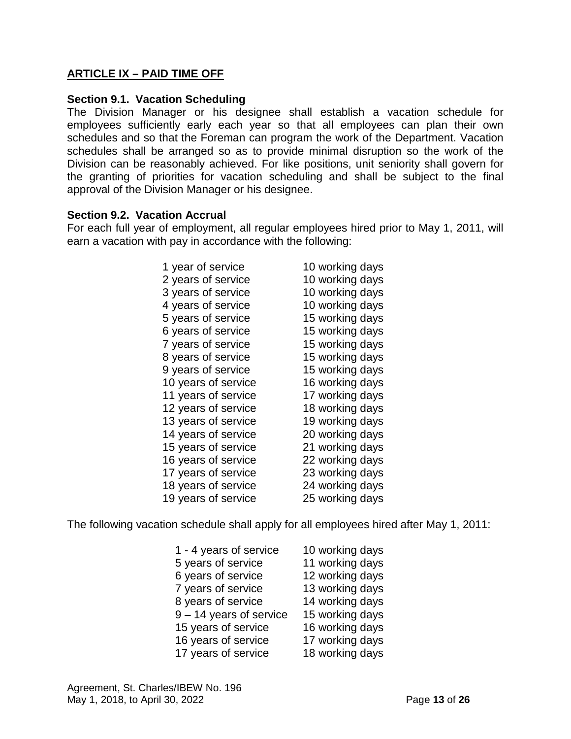## ARTICLE IX – PAID TIME OFF

### Section 9.1. Vacation Scheduling

The Division Manager or his designee shall establish a vacation schedule for employees sufficiently early each year so that all employees can plan their own schedules and so that the Foreman can program the work of the Department. Vacation schedules shall be arranged so as to provide minimal disruption so the work of the Division can be reasonably achieved. For like positions, unit seniority shall govern for the granting of priorities for vacation scheduling and shall be subject to the final approval of the Division Manager or his designee.

### Section 9.2. Vacation Accrual

For each full year of employment, all regular employees hired prior to May 1, 2011, will earn a vacation with pay in accordance with the following:

| | |
|---|---|
| 1 year of service | 10 working days |
| 2 years of service | 10 working days |
| 3 years of service | 10 working days |
| 4 years of service | 10 working days |
| 5 years of service | 15 working days |
| 6 years of service | 15 working days |
| 7 years of service | 15 working days |
| 8 years of service | 15 working days |
| 9 years of service | 15 working days |
| 10 years of service | 16 working days |
| 11 years of service | 17 working days |
| 12 years of service | 18 working days |
| 13 years of service | 19 working days |
| 14 years of service | 20 working days |
| 15 years of service | 21 working days |
| 16 years of service | 22 working days |
| 17 years of service | 23 working days |
| 18 years of service | 24 working days |
| 19 years of service | 25 working days |

The following vacation schedule shall apply for all employees hired after May 1, 2011:

| | |
|---|---|
| 1 - 4 years of service | 10 working days |
| 5 years of service | 11 working days |
| 6 years of service | 12 working days |
| 7 years of service | 13 working days |
| 8 years of service | 14 working days |
| 9 – 14 years of service | 15 working days |
| 15 years of service | 16 working days |
| 16 years of service | 17 working days |
| 17 years of service | 18 working days |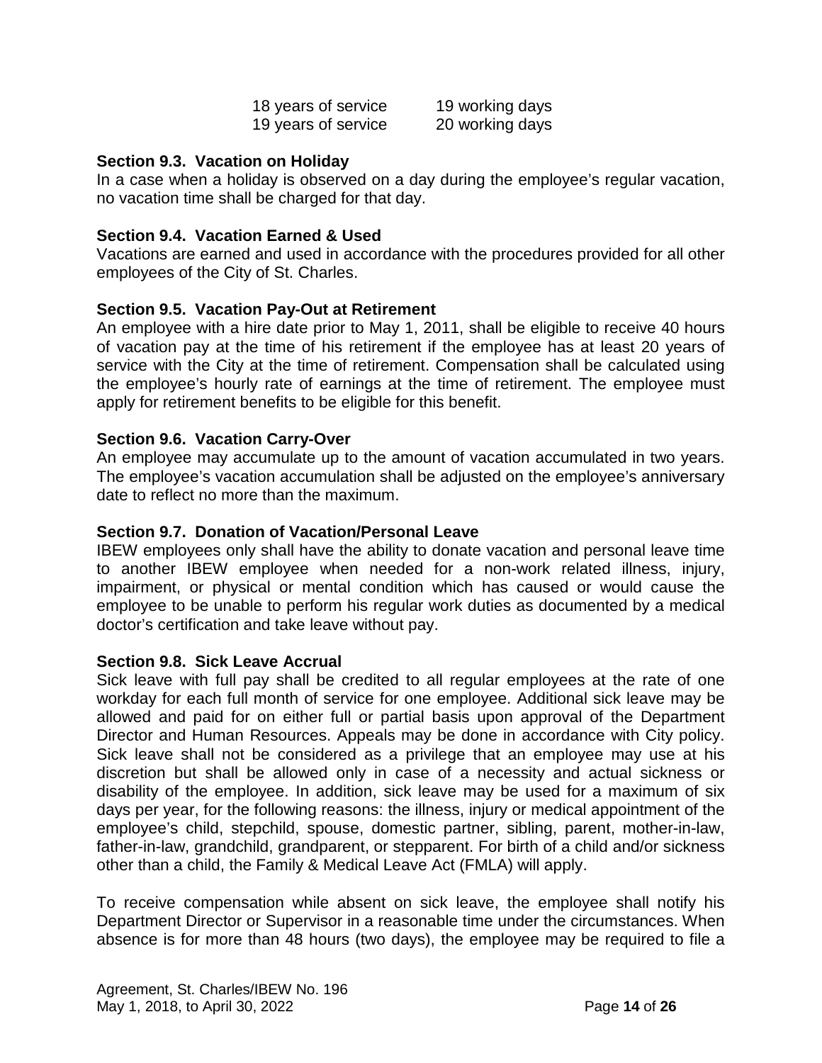| | |
|---|---|
| 18 years of service | 19 working days |
| 19 years of service | 20 working days |

### Section 9.3. Vacation on Holiday

In a case when a holiday is observed on a day during the employee's regular vacation, no vacation time shall be charged for that day.

### Section 9.4. Vacation Earned & Used

Vacations are earned and used in accordance with the procedures provided for all other employees of the City of St. Charles.

### Section 9.5. Vacation Pay-Out at Retirement

An employee with a hire date prior to May 1, 2011, shall be eligible to receive 40 hours of vacation pay at the time of his retirement if the employee has at least 20 years of service with the City at the time of retirement. Compensation shall be calculated using the employee's hourly rate of earnings at the time of retirement. The employee must apply for retirement benefits to be eligible for this benefit.

### Section 9.6. Vacation Carry-Over

An employee may accumulate up to the amount of vacation accumulated in two years. The employee's vacation accumulation shall be adjusted on the employee's anniversary date to reflect no more than the maximum.

### Section 9.7. Donation of Vacation/Personal Leave

IBEW employees only shall have the ability to donate vacation and personal leave time to another IBEW employee when needed for a non-work related illness, injury, impairment, or physical or mental condition which has caused or would cause the employee to be unable to perform his regular work duties as documented by a medical doctor's certification and take leave without pay.

### Section 9.8. Sick Leave Accrual

Sick leave with full pay shall be credited to all regular employees at the rate of one workday for each full month of service for one employee. Additional sick leave may be allowed and paid for on either full or partial basis upon approval of the Department Director and Human Resources. Appeals may be done in accordance with City policy. Sick leave shall not be considered as a privilege that an employee may use at his discretion but shall be allowed only in case of a necessity and actual sickness or disability of the employee. In addition, sick leave may be used for a maximum of six days per year, for the following reasons: the illness, injury or medical appointment of the employee's child, stepchild, spouse, domestic partner, sibling, parent, mother-in-law, father-in-law, grandchild, grandparent, or stepparent. For birth of a child and/or sickness other than a child, the Family & Medical Leave Act (FMLA) will apply.

To receive compensation while absent on sick leave, the employee shall notify his Department Director or Supervisor in a reasonable time under the circumstances. When absence is for more than 48 hours (two days), the employee may be required to file a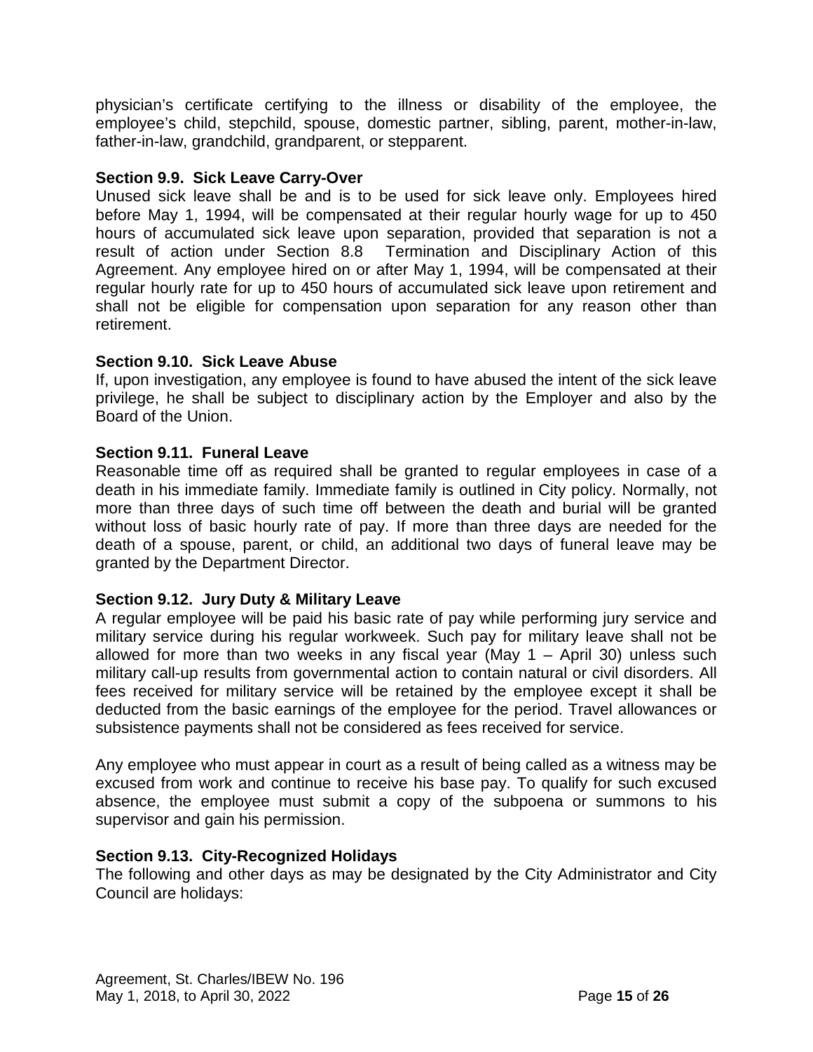physician's certificate certifying to the illness or disability of the employee, the employee's child, stepchild, spouse, domestic partner, sibling, parent, mother-in-law, father-in-law, grandchild, grandparent, or stepparent.

**Section 9.9. Sick Leave Carry-Over**

Unused sick leave shall be and is to be used for sick leave only. Employees hired before May 1, 1994, will be compensated at their regular hourly wage for up to 450 hours of accumulated sick leave upon separation, provided that separation is not a result of action under Section 8.8 Termination and Disciplinary Action of this Agreement. Any employee hired on or after May 1, 1994, will be compensated at their regular hourly rate for up to 450 hours of accumulated sick leave upon retirement and shall not be eligible for compensation upon separation for any reason other than retirement.

**Section 9.10. Sick Leave Abuse**

If, upon investigation, any employee is found to have abused the intent of the sick leave privilege, he shall be subject to disciplinary action by the Employer and also by the Board of the Union.

**Section 9.11. Funeral Leave**

Reasonable time off as required shall be granted to regular employees in case of a death in his immediate family. Immediate family is outlined in City policy. Normally, not more than three days of such time off between the death and burial will be granted without loss of basic hourly rate of pay. If more than three days are needed for the death of a spouse, parent, or child, an additional two days of funeral leave may be granted by the Department Director.

**Section 9.12. Jury Duty & Military Leave**

A regular employee will be paid his basic rate of pay while performing jury service and military service during his regular workweek. Such pay for military leave shall not be allowed for more than two weeks in any fiscal year (May 1 – April 30) unless such military call-up results from governmental action to contain natural or civil disorders. All fees received for military service will be retained by the employee except it shall be deducted from the basic earnings of the employee for the period. Travel allowances or subsistence payments shall not be considered as fees received for service.

Any employee who must appear in court as a result of being called as a witness may be excused from work and continue to receive his base pay. To qualify for such excused absence, the employee must submit a copy of the subpoena or summons to his supervisor and gain his permission.

**Section 9.13. City-Recognized Holidays**

The following and other days as may be designated by the City Administrator and City Council are holidays: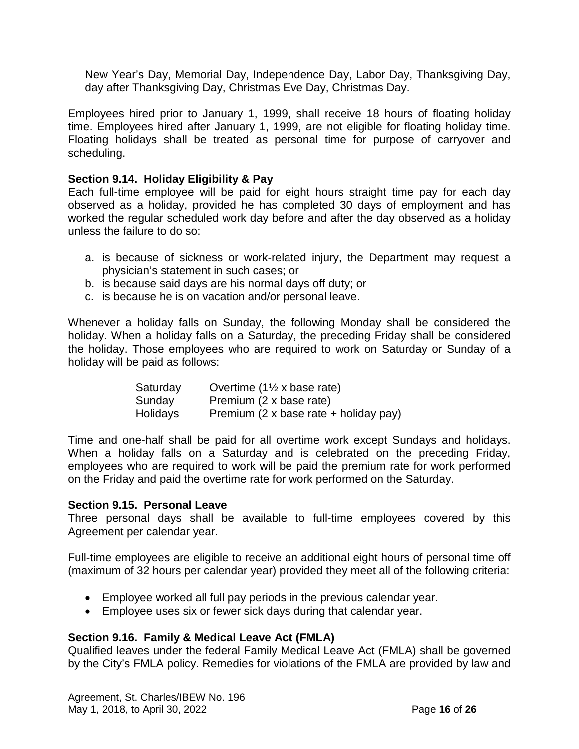New Year's Day, Memorial Day, Independence Day, Labor Day, Thanksgiving Day, day after Thanksgiving Day, Christmas Eve Day, Christmas Day.

Employees hired prior to January 1, 1999, shall receive 18 hours of floating holiday time. Employees hired after January 1, 1999, are not eligible for floating holiday time. Floating holidays shall be treated as personal time for purpose of carryover and scheduling.

### Section 9.14. Holiday Eligibility & Pay

Each full-time employee will be paid for eight hours straight time pay for each day observed as a holiday, provided he has completed 30 days of employment and has worked the regular scheduled work day before and after the day observed as a holiday unless the failure to do so:

a. is because of sickness or work-related injury, the Department may request a physician's statement in such cases; or
b. is because said days are his normal days off duty; or
c. is because he is on vacation and/or personal leave.

Whenever a holiday falls on Sunday, the following Monday shall be considered the holiday. When a holiday falls on a Saturday, the preceding Friday shall be considered the holiday. Those employees who are required to work on Saturday or Sunday of a holiday will be paid as follows:

| | |
|---|---|
| Saturday | Overtime (1½ x base rate) |
| Sunday | Premium (2 x base rate) |
| Holidays | Premium (2 x base rate + holiday pay) |

Time and one-half shall be paid for all overtime work except Sundays and holidays. When a holiday falls on a Saturday and is celebrated on the preceding Friday, employees who are required to work will be paid the premium rate for work performed on the Friday and paid the overtime rate for work performed on the Saturday.

### Section 9.15. Personal Leave

Three personal days shall be available to full-time employees covered by this Agreement per calendar year.

Full-time employees are eligible to receive an additional eight hours of personal time off (maximum of 32 hours per calendar year) provided they meet all of the following criteria:

- Employee worked all full pay periods in the previous calendar year.
- Employee uses six or fewer sick days during that calendar year.

### Section 9.16. Family & Medical Leave Act (FMLA)

Qualified leaves under the federal Family Medical Leave Act (FMLA) shall be governed by the City's FMLA policy. Remedies for violations of the FMLA are provided by law and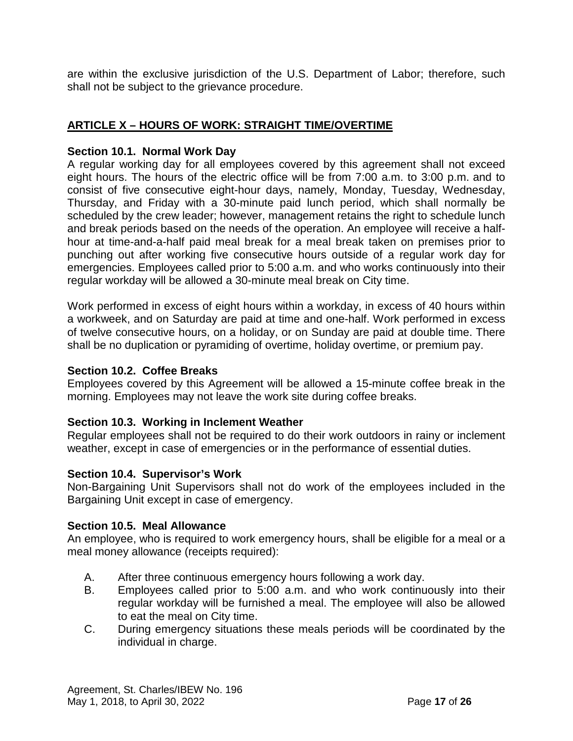are within the exclusive jurisdiction of the U.S. Department of Labor; therefore, such shall not be subject to the grievance procedure.

## ARTICLE X – HOURS OF WORK: STRAIGHT TIME/OVERTIME

### Section 10.1. Normal Work Day

A regular working day for all employees covered by this agreement shall not exceed eight hours. The hours of the electric office will be from 7:00 a.m. to 3:00 p.m. and to consist of five consecutive eight-hour days, namely, Monday, Tuesday, Wednesday, Thursday, and Friday with a 30-minute paid lunch period, which shall normally be scheduled by the crew leader; however, management retains the right to schedule lunch and break periods based on the needs of the operation. An employee will receive a half-hour at time-and-a-half paid meal break for a meal break taken on premises prior to punching out after working five consecutive hours outside of a regular work day for emergencies. Employees called prior to 5:00 a.m. and who works continuously into their regular workday will be allowed a 30-minute meal break on City time.

Work performed in excess of eight hours within a workday, in excess of 40 hours within a workweek, and on Saturday are paid at time and one-half. Work performed in excess of twelve consecutive hours, on a holiday, or on Sunday are paid at double time. There shall be no duplication or pyramiding of overtime, holiday overtime, or premium pay.

### Section 10.2. Coffee Breaks

Employees covered by this Agreement will be allowed a 15-minute coffee break in the morning. Employees may not leave the work site during coffee breaks.

### Section 10.3. Working in Inclement Weather

Regular employees shall not be required to do their work outdoors in rainy or inclement weather, except in case of emergencies or in the performance of essential duties.

### Section 10.4. Supervisor's Work

Non-Bargaining Unit Supervisors shall not do work of the employees included in the Bargaining Unit except in case of emergency.

### Section 10.5. Meal Allowance

An employee, who is required to work emergency hours, shall be eligible for a meal or a meal money allowance (receipts required):

A. After three continuous emergency hours following a work day.

B. Employees called prior to 5:00 a.m. and who work continuously into their regular workday will be furnished a meal. The employee will also be allowed to eat the meal on City time.

C. During emergency situations these meals periods will be coordinated by the individual in charge.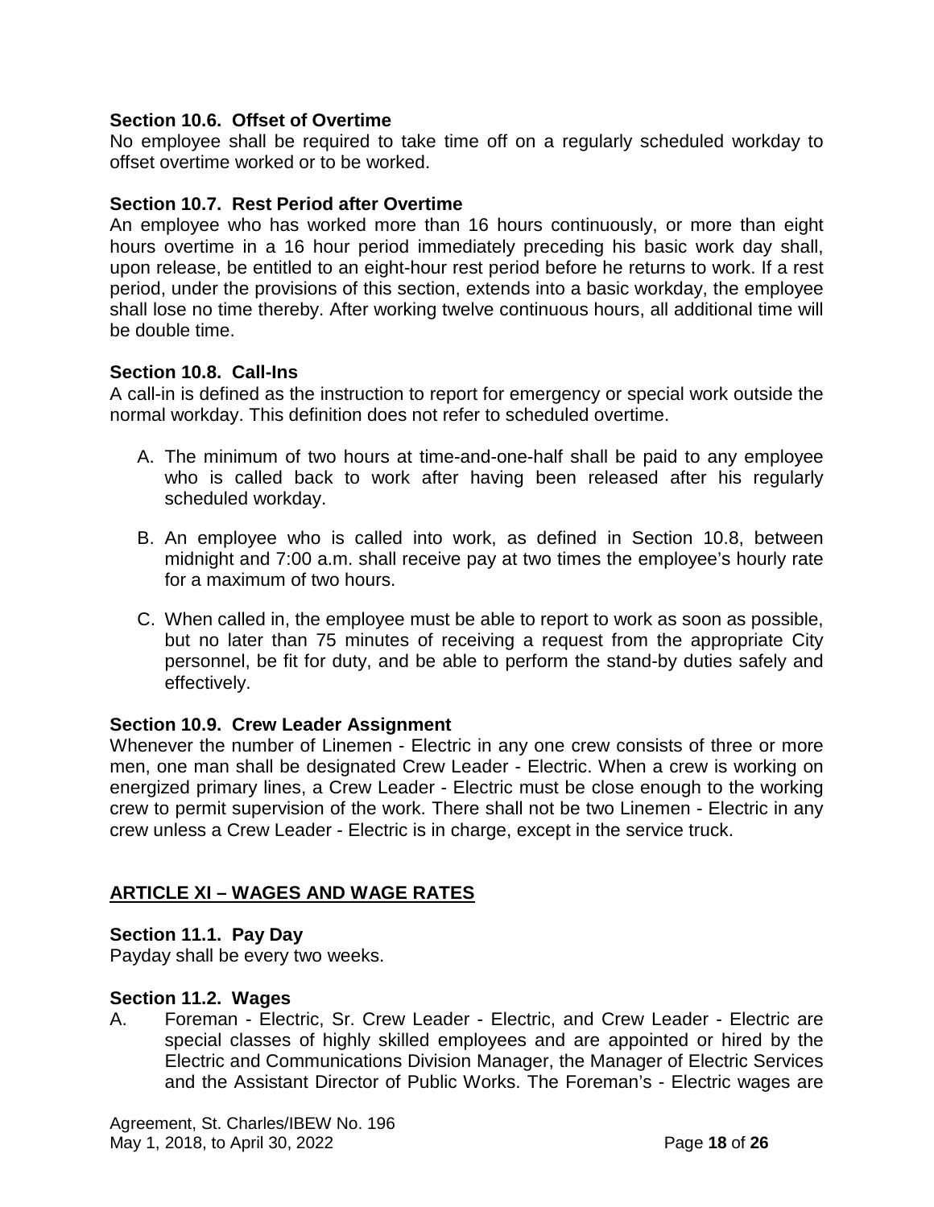**Section 10.6. Offset of Overtime**

No employee shall be required to take time off on a regularly scheduled workday to offset overtime worked or to be worked.

**Section 10.7. Rest Period after Overtime**

An employee who has worked more than 16 hours continuously, or more than eight hours overtime in a 16 hour period immediately preceding his basic work day shall, upon release, be entitled to an eight-hour rest period before he returns to work. If a rest period, under the provisions of this section, extends into a basic workday, the employee shall lose no time thereby. After working twelve continuous hours, all additional time will be double time.

**Section 10.8. Call-Ins**

A call-in is defined as the instruction to report for emergency or special work outside the normal workday. This definition does not refer to scheduled overtime.

A. The minimum of two hours at time-and-one-half shall be paid to any employee who is called back to work after having been released after his regularly scheduled workday.

B. An employee who is called into work, as defined in Section 10.8, between midnight and 7:00 a.m. shall receive pay at two times the employee's hourly rate for a maximum of two hours.

C. When called in, the employee must be able to report to work as soon as possible, but no later than 75 minutes of receiving a request from the appropriate City personnel, be fit for duty, and be able to perform the stand-by duties safely and effectively.

**Section 10.9. Crew Leader Assignment**

Whenever the number of Linemen - Electric in any one crew consists of three or more men, one man shall be designated Crew Leader - Electric. When a crew is working on energized primary lines, a Crew Leader - Electric must be close enough to the working crew to permit supervision of the work. There shall not be two Linemen - Electric in any crew unless a Crew Leader - Electric is in charge, except in the service truck.

## ARTICLE XI – WAGES AND WAGE RATES

**Section 11.1. Pay Day**

Payday shall be every two weeks.

**Section 11.2. Wages**

A. Foreman - Electric, Sr. Crew Leader - Electric, and Crew Leader - Electric are special classes of highly skilled employees and are appointed or hired by the Electric and Communications Division Manager, the Manager of Electric Services and the Assistant Director of Public Works. The Foreman's - Electric wages are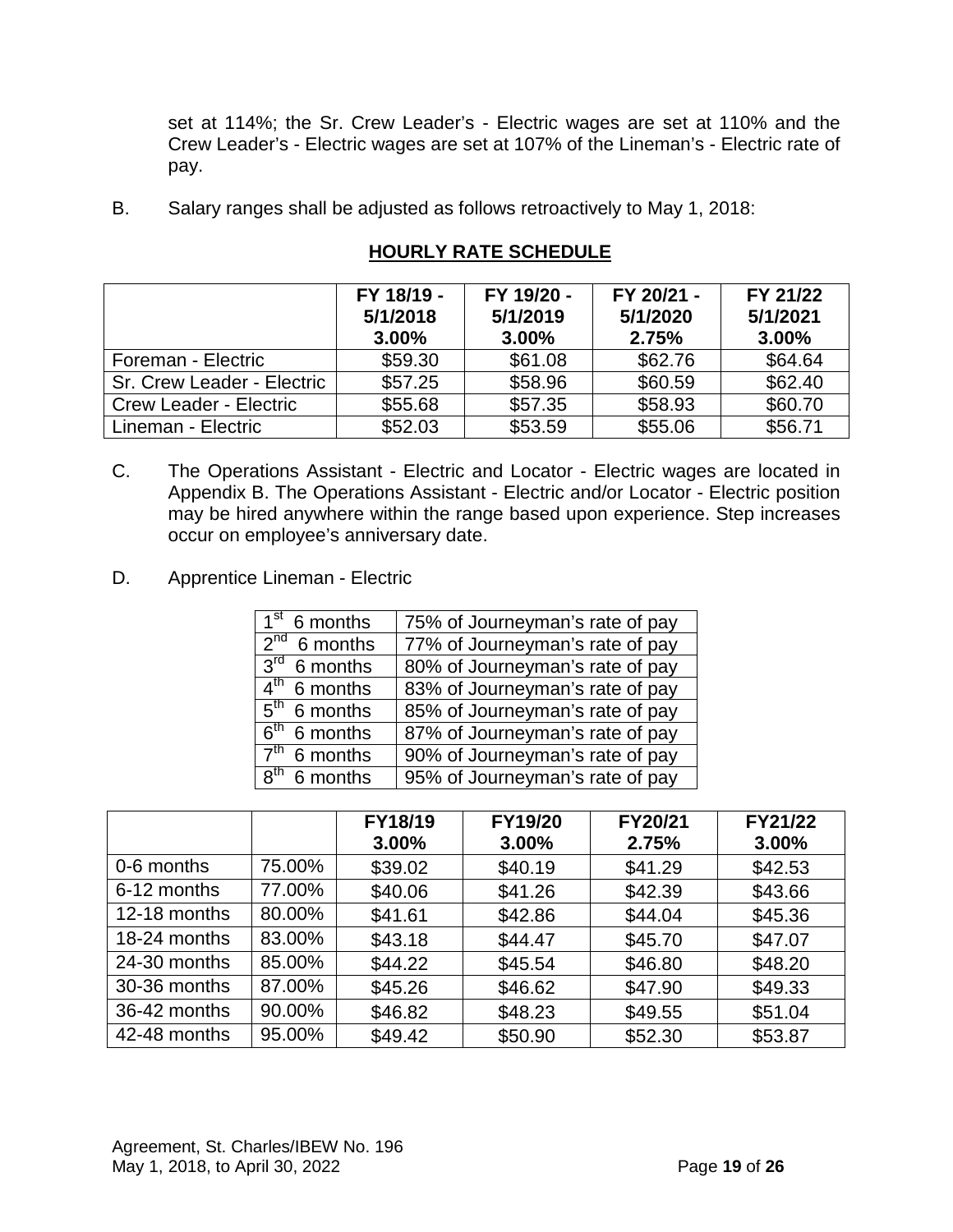set at 114%; the Sr. Crew Leader's - Electric wages are set at 110% and the Crew Leader's - Electric wages are set at 107% of the Lineman's - Electric rate of pay.

B. Salary ranges shall be adjusted as follows retroactively to May 1, 2018:

**HOURLY RATE SCHEDULE**

| | FY 18/19 - 5/1/2018 3.00% | FY 19/20 - 5/1/2019 3.00% | FY 20/21 - 5/1/2020 2.75% | FY 21/22 5/1/2021 3.00% |
|---|---|---|---|---|
| Foreman - Electric | $59.30 | $61.08 | $62.76 | $64.64 |
| Sr. Crew Leader - Electric | $57.25 | $58.96 | $60.59 | $62.40 |
| Crew Leader - Electric | $55.68 | $57.35 | $58.93 | $60.70 |
| Lineman - Electric | $52.03 | $53.59 | $55.06 | $56.71 |

C. The Operations Assistant - Electric and Locator - Electric wages are located in Appendix B. The Operations Assistant - Electric and/or Locator - Electric position may be hired anywhere within the range based upon experience. Step increases occur on employee's anniversary date.

D. Apprentice Lineman - Electric

| | |
|---|---|
| 1st 6 months | 75% of Journeyman's rate of pay |
| 2nd 6 months | 77% of Journeyman's rate of pay |
| 3rd 6 months | 80% of Journeyman's rate of pay |
| 4th 6 months | 83% of Journeyman's rate of pay |
| 5th 6 months | 85% of Journeyman's rate of pay |
| 6th 6 months | 87% of Journeyman's rate of pay |
| 7th 6 months | 90% of Journeyman's rate of pay |
| 8th 6 months | 95% of Journeyman's rate of pay |

| | | FY18/19 3.00% | FY19/20 3.00% | FY20/21 2.75% | FY21/22 3.00% |
|---|---|---|---|---|---|
| 0-6 months | 75.00% | $39.02 | $40.19 | $41.29 | $42.53 |
| 6-12 months | 77.00% | $40.06 | $41.26 | $42.39 | $43.66 |
| 12-18 months | 80.00% | $41.61 | $42.86 | $44.04 | $45.36 |
| 18-24 months | 83.00% | $43.18 | $44.47 | $45.70 | $47.07 |
| 24-30 months | 85.00% | $44.22 | $45.54 | $46.80 | $48.20 |
| 30-36 months | 87.00% | $45.26 | $46.62 | $47.90 | $49.33 |
| 36-42 months | 90.00% | $46.82 | $48.23 | $49.55 | $51.04 |
| 42-48 months | 95.00% | $49.42 | $50.90 | $52.30 | $53.87 |

Agreement, St. Charles/IBEW No. 196
May 1, 2018, to April 30, 2022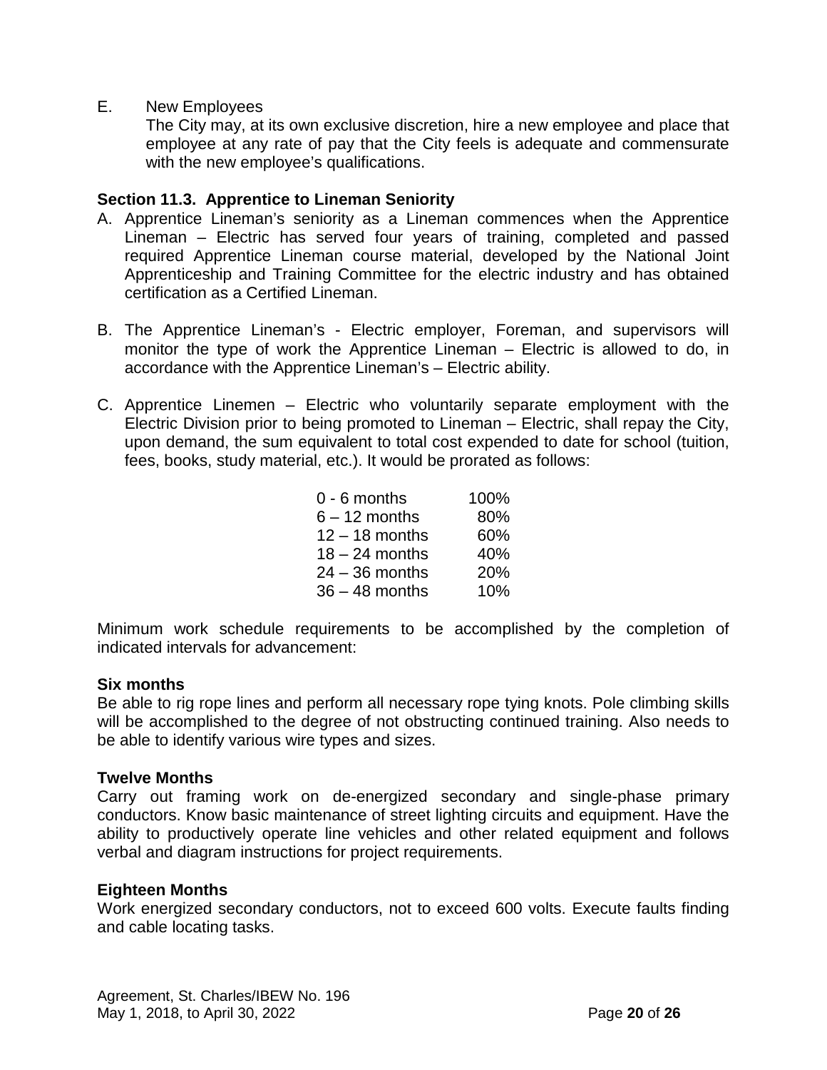E. New Employees

The City may, at its own exclusive discretion, hire a new employee and place that employee at any rate of pay that the City feels is adequate and commensurate with the new employee's qualifications.

**Section 11.3. Apprentice to Lineman Seniority**

A. Apprentice Lineman's seniority as a Lineman commences when the Apprentice Lineman – Electric has served four years of training, completed and passed required Apprentice Lineman course material, developed by the National Joint Apprenticeship and Training Committee for the electric industry and has obtained certification as a Certified Lineman.

B. The Apprentice Lineman's - Electric employer, Foreman, and supervisors will monitor the type of work the Apprentice Lineman – Electric is allowed to do, in accordance with the Apprentice Lineman's – Electric ability.

C. Apprentice Linemen – Electric who voluntarily separate employment with the Electric Division prior to being promoted to Lineman – Electric, shall repay the City, upon demand, the sum equivalent to total cost expended to date for school (tuition, fees, books, study material, etc.). It would be prorated as follows:

| | |
|---|---|
| 0 - 6 months | 100% |
| 6 – 12 months | 80% |
| 12 – 18 months | 60% |
| 18 – 24 months | 40% |
| 24 – 36 months | 20% |
| 36 – 48 months | 10% |

Minimum work schedule requirements to be accomplished by the completion of indicated intervals for advancement:

**Six months**

Be able to rig rope lines and perform all necessary rope tying knots. Pole climbing skills will be accomplished to the degree of not obstructing continued training. Also needs to be able to identify various wire types and sizes.

**Twelve Months**

Carry out framing work on de-energized secondary and single-phase primary conductors. Know basic maintenance of street lighting circuits and equipment. Have the ability to productively operate line vehicles and other related equipment and follows verbal and diagram instructions for project requirements.

**Eighteen Months**

Work energized secondary conductors, not to exceed 600 volts. Execute faults finding and cable locating tasks.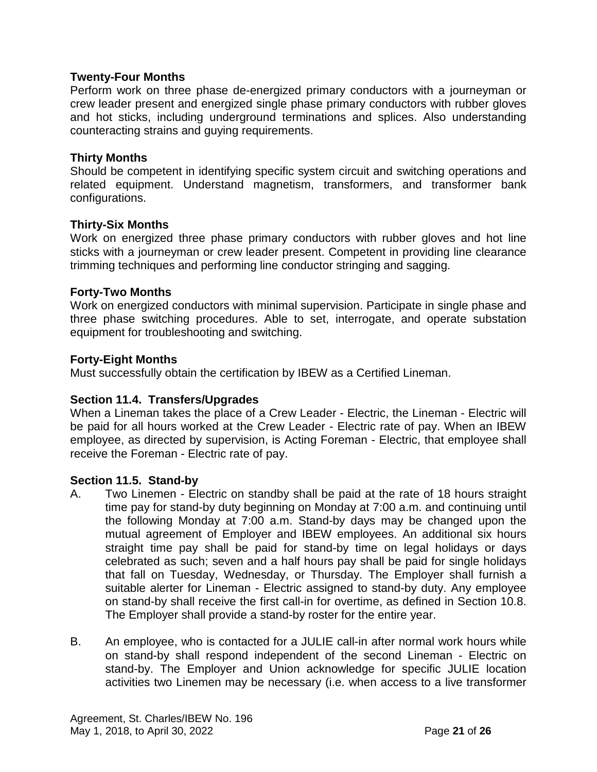**Twenty-Four Months**

Perform work on three phase de-energized primary conductors with a journeyman or crew leader present and energized single phase primary conductors with rubber gloves and hot sticks, including underground terminations and splices. Also understanding counteracting strains and guying requirements.

**Thirty Months**

Should be competent in identifying specific system circuit and switching operations and related equipment. Understand magnetism, transformers, and transformer bank configurations.

**Thirty-Six Months**

Work on energized three phase primary conductors with rubber gloves and hot line sticks with a journeyman or crew leader present. Competent in providing line clearance trimming techniques and performing line conductor stringing and sagging.

**Forty-Two Months**

Work on energized conductors with minimal supervision. Participate in single phase and three phase switching procedures. Able to set, interrogate, and operate substation equipment for troubleshooting and switching.

**Forty-Eight Months**

Must successfully obtain the certification by IBEW as a Certified Lineman.

### Section 11.4. Transfers/Upgrades

When a Lineman takes the place of a Crew Leader - Electric, the Lineman - Electric will be paid for all hours worked at the Crew Leader - Electric rate of pay. When an IBEW employee, as directed by supervision, is Acting Foreman - Electric, that employee shall receive the Foreman - Electric rate of pay.

### Section 11.5. Stand-by

A. Two Linemen - Electric on standby shall be paid at the rate of 18 hours straight time pay for stand-by duty beginning on Monday at 7:00 a.m. and continuing until the following Monday at 7:00 a.m. Stand-by days may be changed upon the mutual agreement of Employer and IBEW employees. An additional six hours straight time pay shall be paid for stand-by time on legal holidays or days celebrated as such; seven and a half hours pay shall be paid for single holidays that fall on Tuesday, Wednesday, or Thursday. The Employer shall furnish a suitable alerter for Lineman - Electric assigned to stand-by duty. Any employee on stand-by shall receive the first call-in for overtime, as defined in Section 10.8. The Employer shall provide a stand-by roster for the entire year.

B. An employee, who is contacted for a JULIE call-in after normal work hours while on stand-by shall respond independent of the second Lineman - Electric on stand-by. The Employer and Union acknowledge for specific JULIE location activities two Linemen may be necessary (i.e. when access to a live transformer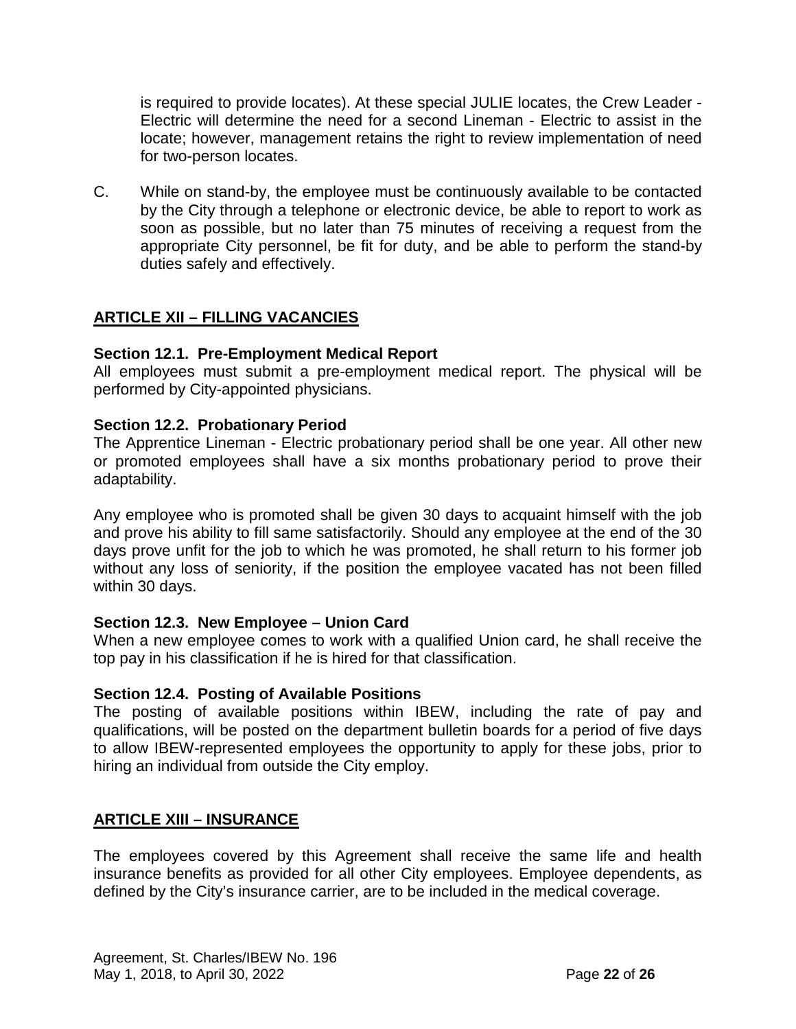is required to provide locates). At these special JULIE locates, the Crew Leader - Electric will determine the need for a second Lineman - Electric to assist in the locate; however, management retains the right to review implementation of need for two-person locates.

C. While on stand-by, the employee must be continuously available to be contacted by the City through a telephone or electronic device, be able to report to work as soon as possible, but no later than 75 minutes of receiving a request from the appropriate City personnel, be fit for duty, and be able to perform the stand-by duties safely and effectively.

## ARTICLE XII – FILLING VACANCIES

### Section 12.1. Pre-Employment Medical Report

All employees must submit a pre-employment medical report. The physical will be performed by City-appointed physicians.

### Section 12.2. Probationary Period

The Apprentice Lineman - Electric probationary period shall be one year. All other new or promoted employees shall have a six months probationary period to prove their adaptability.

Any employee who is promoted shall be given 30 days to acquaint himself with the job and prove his ability to fill same satisfactorily. Should any employee at the end of the 30 days prove unfit for the job to which he was promoted, he shall return to his former job without any loss of seniority, if the position the employee vacated has not been filled within 30 days.

### Section 12.3. New Employee – Union Card

When a new employee comes to work with a qualified Union card, he shall receive the top pay in his classification if he is hired for that classification.

### Section 12.4. Posting of Available Positions

The posting of available positions within IBEW, including the rate of pay and qualifications, will be posted on the department bulletin boards for a period of five days to allow IBEW-represented employees the opportunity to apply for these jobs, prior to hiring an individual from outside the City employ.

## ARTICLE XIII – INSURANCE

The employees covered by this Agreement shall receive the same life and health insurance benefits as provided for all other City employees. Employee dependents, as defined by the City's insurance carrier, are to be included in the medical coverage.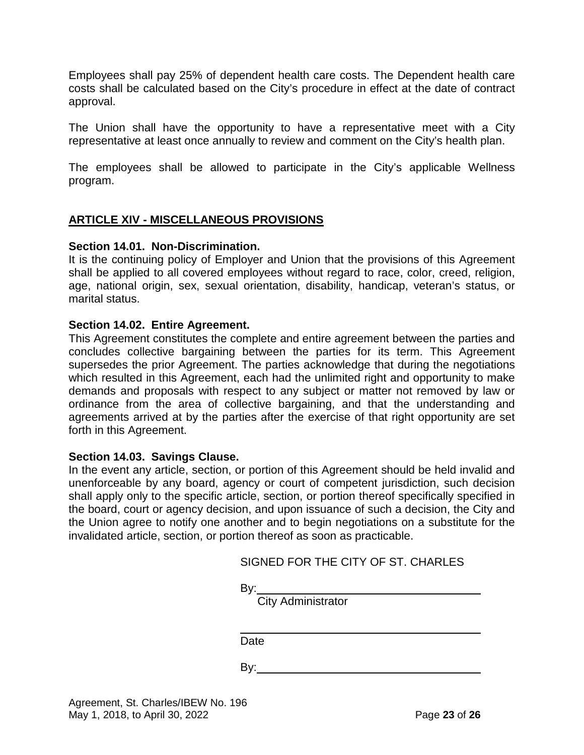Employees shall pay 25% of dependent health care costs. The Dependent health care costs shall be calculated based on the City's procedure in effect at the date of contract approval.

The Union shall have the opportunity to have a representative meet with a City representative at least once annually to review and comment on the City's health plan.

The employees shall be allowed to participate in the City's applicable Wellness program.

## ARTICLE XIV - MISCELLANEOUS PROVISIONS

**Section 14.01. Non-Discrimination.**
It is the continuing policy of Employer and Union that the provisions of this Agreement shall be applied to all covered employees without regard to race, color, creed, religion, age, national origin, sex, sexual orientation, disability, handicap, veteran's status, or marital status.

**Section 14.02. Entire Agreement.**
This Agreement constitutes the complete and entire agreement between the parties and concludes collective bargaining between the parties for its term. This Agreement supersedes the prior Agreement. The parties acknowledge that during the negotiations which resulted in this Agreement, each had the unlimited right and opportunity to make demands and proposals with respect to any subject or matter not removed by law or ordinance from the area of collective bargaining, and that the understanding and agreements arrived at by the parties after the exercise of that right opportunity are set forth in this Agreement.

**Section 14.03. Savings Clause.**
In the event any article, section, or portion of this Agreement should be held invalid and unenforceable by any board, agency or court of competent jurisdiction, such decision shall apply only to the specific article, section, or portion thereof specifically specified in the board, court or agency decision, and upon issuance of such a decision, the City and the Union agree to notify one another and to begin negotiations on a substitute for the invalidated article, section, or portion thereof as soon as practicable.

SIGNED FOR THE CITY OF ST. CHARLES

By:\_\_\_\_\_\_\_\_\_\_\_\_\_\_\_\_\_\_\_\_\_\_\_\_\_\_\_\_\_\_\_\_\_\_\_\_
City Administrator

\_\_\_\_\_\_\_\_\_\_\_\_\_\_\_\_\_\_\_\_\_\_\_\_\_\_\_\_\_\_\_\_\_\_\_\_\_\_\_
Date

By:\_\_\_\_\_\_\_\_\_\_\_\_\_\_\_\_\_\_\_\_\_\_\_\_\_\_\_\_\_\_\_\_\_\_\_\_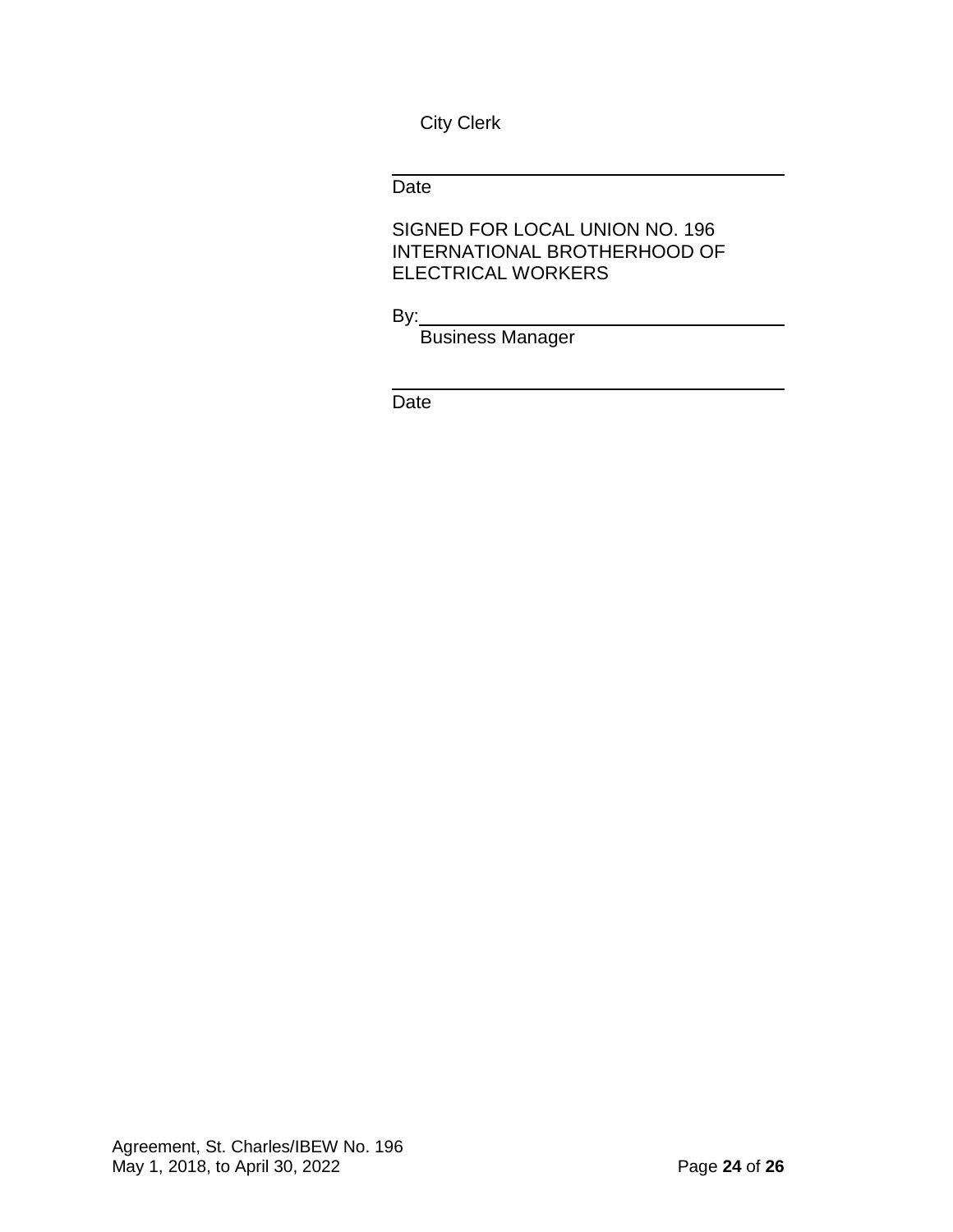City Clerk

\_\_\_\_\_\_\_\_\_\_\_\_\_\_\_\_\_\_\_\_\_\_\_\_\_\_\_\_\_\_\_\_\_\_\_\_\_\_

Date

SIGNED FOR LOCAL UNION NO. 196
INTERNATIONAL BROTHERHOOD OF
ELECTRICAL WORKERS

By:\_\_\_\_\_\_\_\_\_\_\_\_\_\_\_\_\_\_\_\_\_\_\_\_\_\_\_\_\_\_\_\_\_\_\_\_

Business Manager

\_\_\_\_\_\_\_\_\_\_\_\_\_\_\_\_\_\_\_\_\_\_\_\_\_\_\_\_\_\_\_\_\_\_\_\_\_\_

Date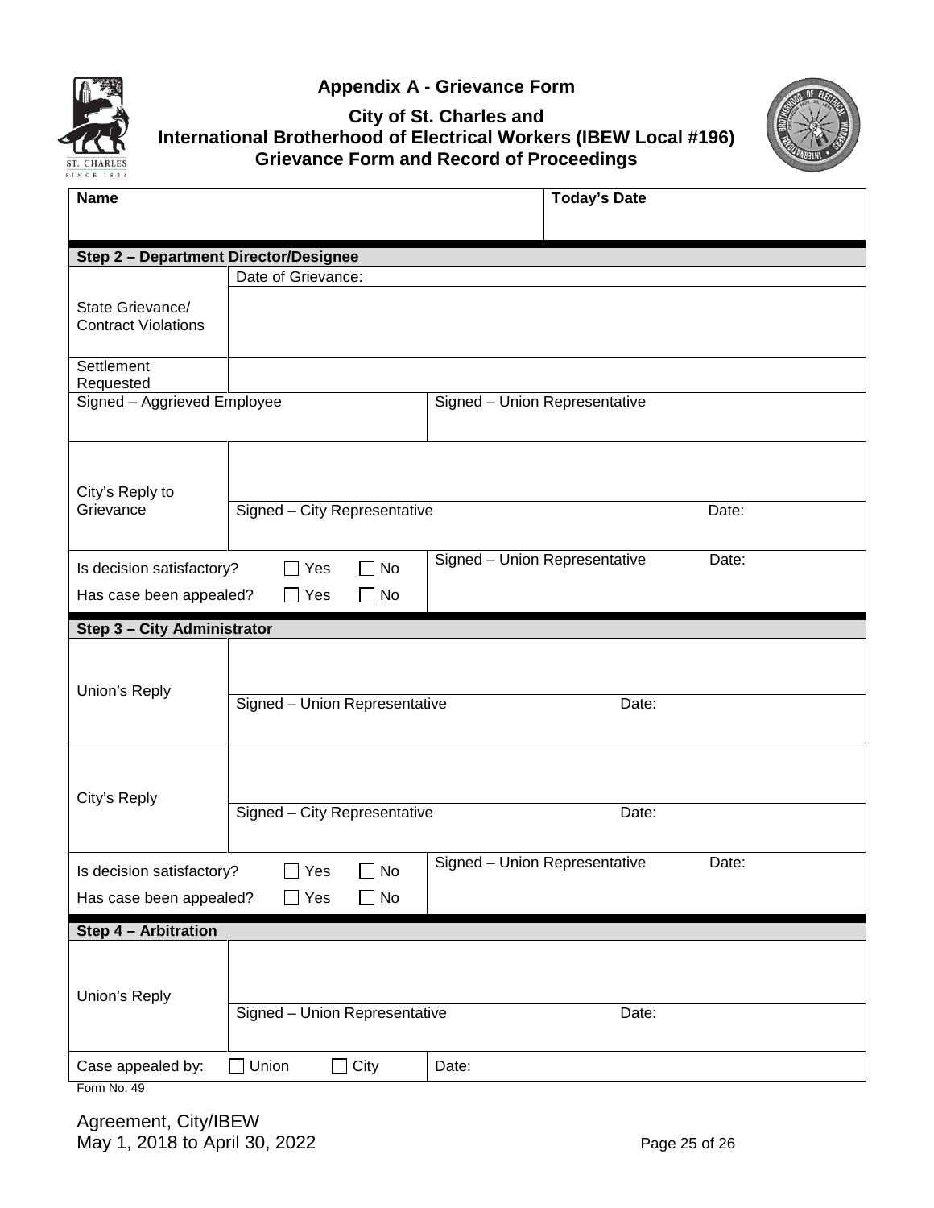# Appendix A - Grievance Form

## City of St. Charles and International Brotherhood of Electrical Workers (IBEW Local #196) Grievance Form and Record of Proceedings

| Name | Today's Date |
|---|---|
| | |

**Step 2 – Department Director/Designee**

| | | |
|---|---|---|
| State Grievance/ Contract Violations | Date of Grievance: | |
| Settlement Requested | | |
| Signed – Aggrieved Employee | Signed – Union Representative | |
| City's Reply to Grievance | | |
| | Signed – City Representative | Date: |
| Is decision satisfactory? ☐ Yes ☐ No<br>Has case been appealed? ☐ Yes ☐ No | Signed – Union Representative | Date: |

**Step 3 – City Administrator**

| | | |
|---|---|---|
| Union's Reply | | |
| | Signed – Union Representative | Date: |
| City's Reply | | |
| | Signed – City Representative | Date: |
| Is decision satisfactory? ☐ Yes ☐ No<br>Has case been appealed? ☐ Yes ☐ No | Signed – Union Representative | Date: |

**Step 4 – Arbitration**

| | | |
|---|---|---|
| Union's Reply | | |
| | Signed – Union Representative | Date: |
| Case appealed by: | ☐ Union ☐ City | Date: |

Form No. 49

Agreement, City/IBEW
May 1, 2018 to April 30, 2022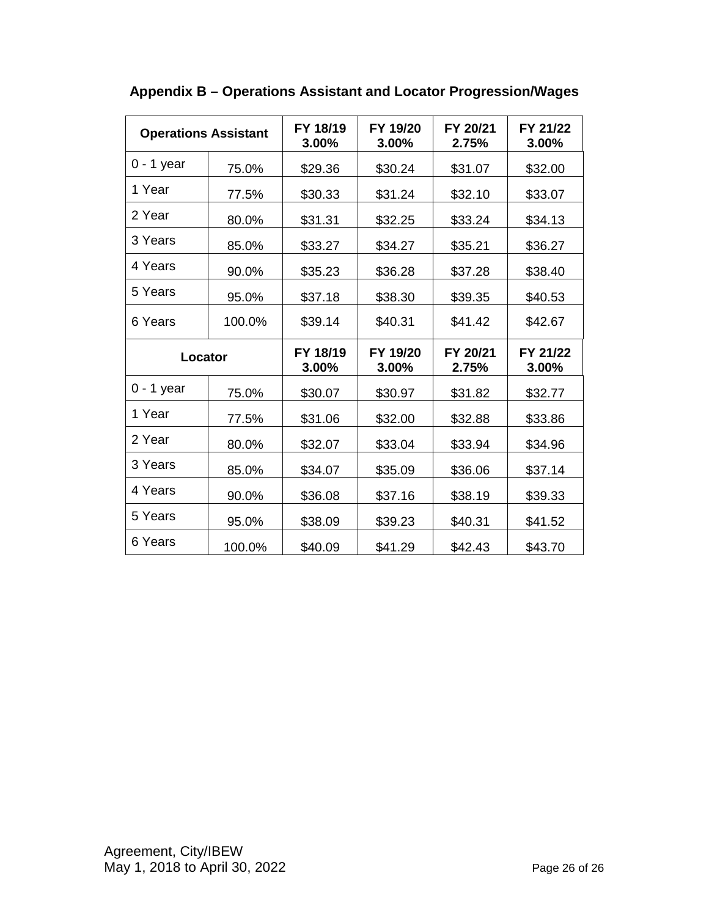## Appendix B – Operations Assistant and Locator Progression/Wages

| Operations Assistant | | FY 18/19 3.00% | FY 19/20 3.00% | FY 20/21 2.75% | FY 21/22 3.00% |
|---|---|---|---|---|---|
| 0 - 1 year | 75.0% | $29.36 | $30.24 | $31.07 | $32.00 |
| 1 Year | 77.5% | $30.33 | $31.24 | $32.10 | $33.07 |
| 2 Year | 80.0% | $31.31 | $32.25 | $33.24 | $34.13 |
| 3 Years | 85.0% | $33.27 | $34.27 | $35.21 | $36.27 |
| 4 Years | 90.0% | $35.23 | $36.28 | $37.28 | $38.40 |
| 5 Years | 95.0% | $37.18 | $38.30 | $39.35 | $40.53 |
| 6 Years | 100.0% | $39.14 | $40.31 | $41.42 | $42.67 |
| **Locator** | | **FY 18/19 3.00%** | **FY 19/20 3.00%** | **FY 20/21 2.75%** | **FY 21/22 3.00%** |
| 0 - 1 year | 75.0% | $30.07 | $30.97 | $31.82 | $32.77 |
| 1 Year | 77.5% | $31.06 | $32.00 | $32.88 | $33.86 |
| 2 Year | 80.0% | $32.07 | $33.04 | $33.94 | $34.96 |
| 3 Years | 85.0% | $34.07 | $35.09 | $36.06 | $37.14 |
| 4 Years | 90.0% | $36.08 | $37.16 | $38.19 | $39.33 |
| 5 Years | 95.0% | $38.09 | $39.23 | $40.31 | $41.52 |
| 6 Years | 100.0% | $40.09 | $41.29 | $42.43 | $43.70 |